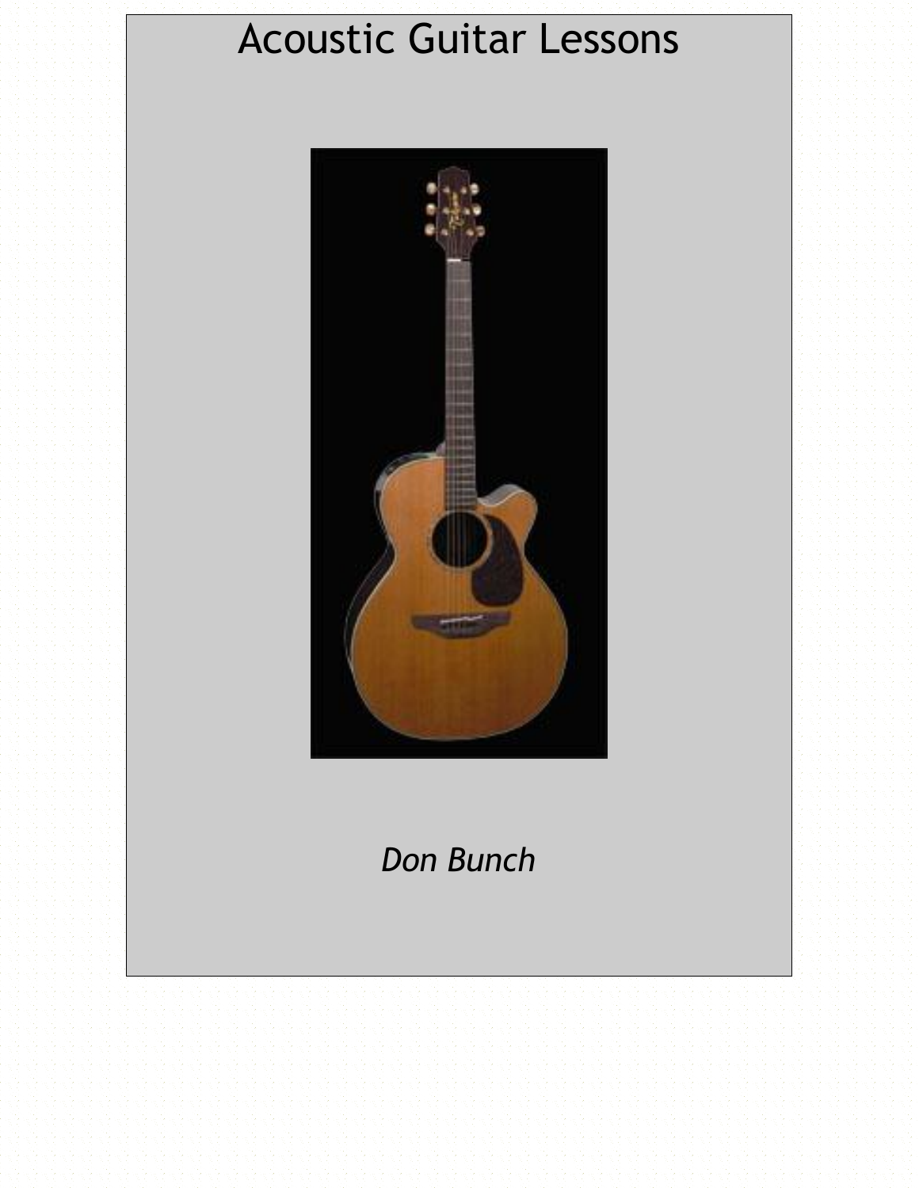# Acoustic Guitar Lessons

*Don Bunch*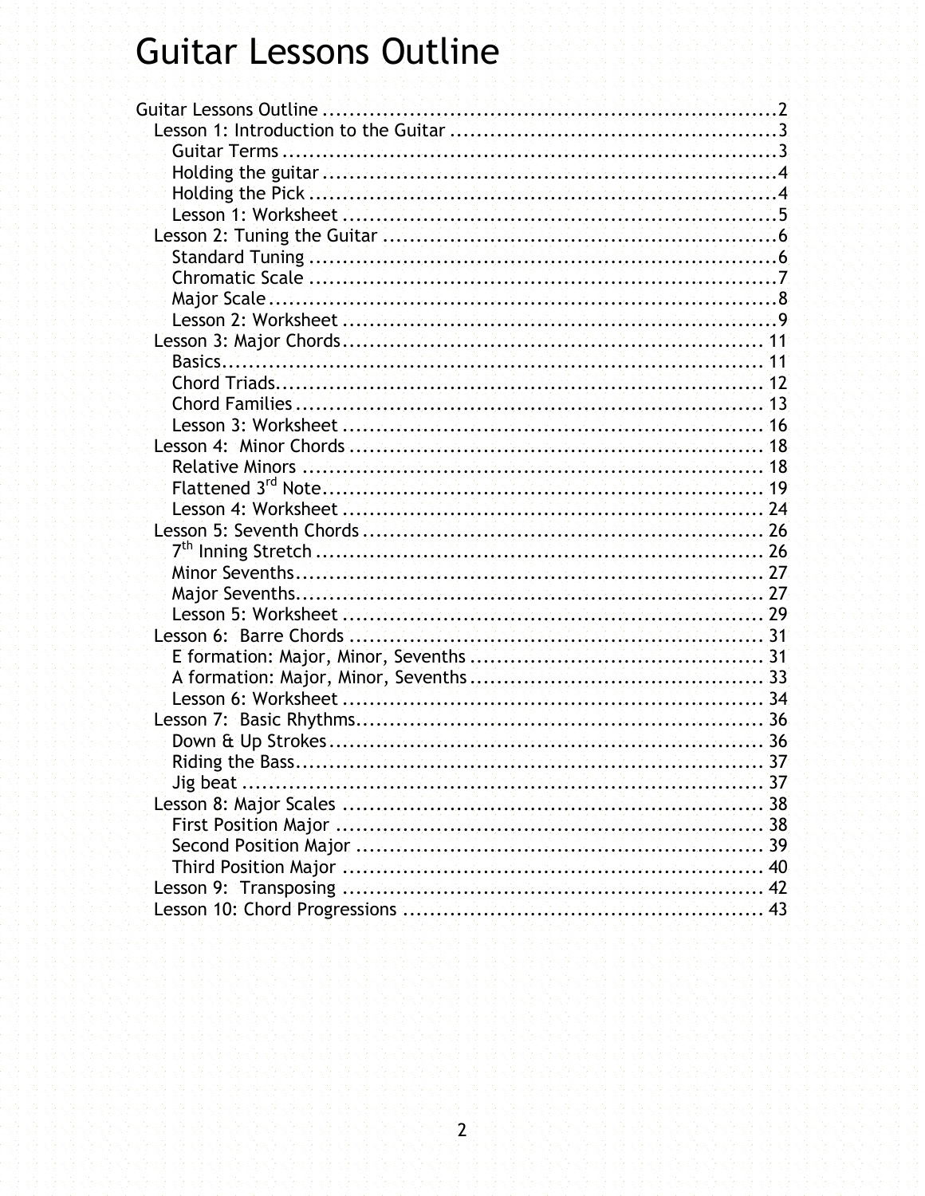# Guitar Lessons Outline

Guitar Lessons Outline ....................................................................2
- Lesson 1: Introduction to the Guitar ................................................3
  - Guitar Terms ..........................................................................3
  - Holding the guitar ....................................................................4
  - Holding the Pick ......................................................................4
  - Lesson 1: Worksheet ................................................................5
- Lesson 2: Tuning the Guitar ..........................................................6
  - Standard Tuning ......................................................................6
  - Chromatic Scale ......................................................................7
  - Major Scale ............................................................................8
  - Lesson 2: Worksheet ................................................................9
- Lesson 3: Major Chords ...............................................................11
  - Basics ..................................................................................11
  - Chord Triads ..........................................................................12
  - Chord Families .......................................................................13
  - Lesson 3: Worksheet ...............................................................16
- Lesson 4: Minor Chords ...............................................................18
  - Relative Minors ......................................................................18
  - Flattened 3rd Note ..................................................................19
  - Lesson 4: Worksheet ...............................................................24
- Lesson 5: Seventh Chords ............................................................26
  - 7th Inning Stretch ...................................................................26
  - Minor Sevenths .......................................................................27
  - Major Sevenths .......................................................................27
  - Lesson 5: Worksheet ...............................................................29
- Lesson 6: Barre Chords ...............................................................31
  - E formation: Major, Minor, Sevenths ...........................................31
  - A formation: Major, Minor, Sevenths ...........................................33
  - Lesson 6: Worksheet ...............................................................34
- Lesson 7: Basic Rhythms .............................................................36
  - Down & Up Strokes ..................................................................36
  - Riding the Bass .......................................................................37
  - Jig beat ................................................................................37
- Lesson 8: Major Scales ...............................................................38
  - First Position Major .................................................................38
  - Second Position Major ..............................................................39
  - Third Position Major .................................................................40
- Lesson 9: Transposing ................................................................42
- Lesson 10: Chord Progressions ......................................................43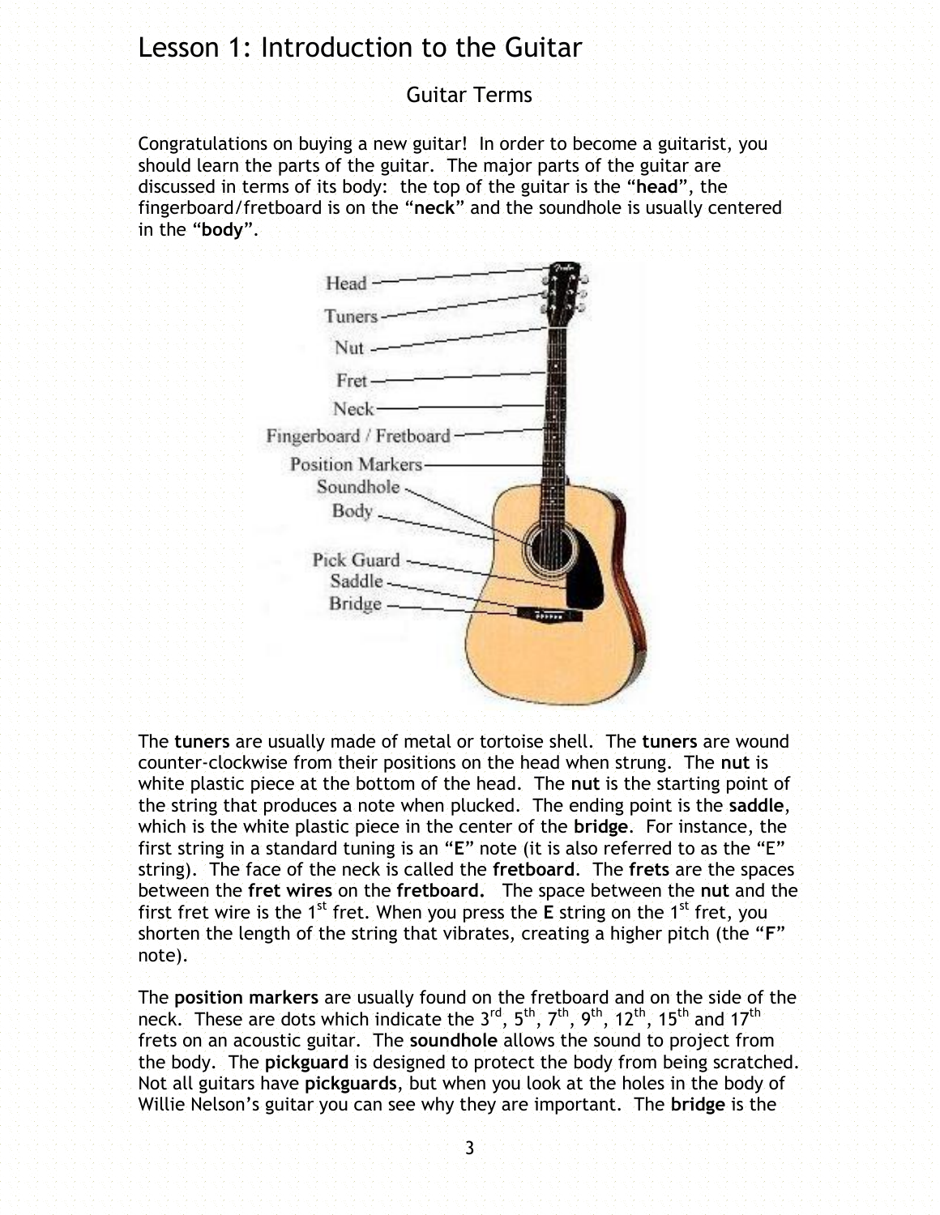# Lesson 1: Introduction to the Guitar

## Guitar Terms

Congratulations on buying a new guitar! In order to become a guitarist, you should learn the parts of the guitar. The major parts of the guitar are discussed in terms of its body: the top of the guitar is the "**head**", the fingerboard/fretboard is on the "**neck**" and the soundhole is usually centered in the "**body**".

The **tuners** are usually made of metal or tortoise shell. The **tuners** are wound counter-clockwise from their positions on the head when strung. The **nut** is white plastic piece at the bottom of the head. The **nut** is the starting point of the string that produces a note when plucked. The ending point is the **saddle**, which is the white plastic piece in the center of the **bridge**. For instance, the first string in a standard tuning is an "**E**" note (it is also referred to as the "E" string). The face of the neck is called the **fretboard**. The **frets** are the spaces between the **fret wires** on the **fretboard.** The space between the **nut** and the first fret wire is the 1st fret. When you press the **E** string on the 1st fret, you shorten the length of the string that vibrates, creating a higher pitch (the "**F**" note).

The **position markers** are usually found on the fretboard and on the side of the neck. These are dots which indicate the 3rd, 5th, 7th, 9th, 12th, 15th and 17th frets on an acoustic guitar. The **soundhole** allows the sound to project from the body. The **pickguard** is designed to protect the body from being scratched. Not all guitars have **pickguards**, but when you look at the holes in the body of Willie Nelson's guitar you can see why they are important. The **bridge** is the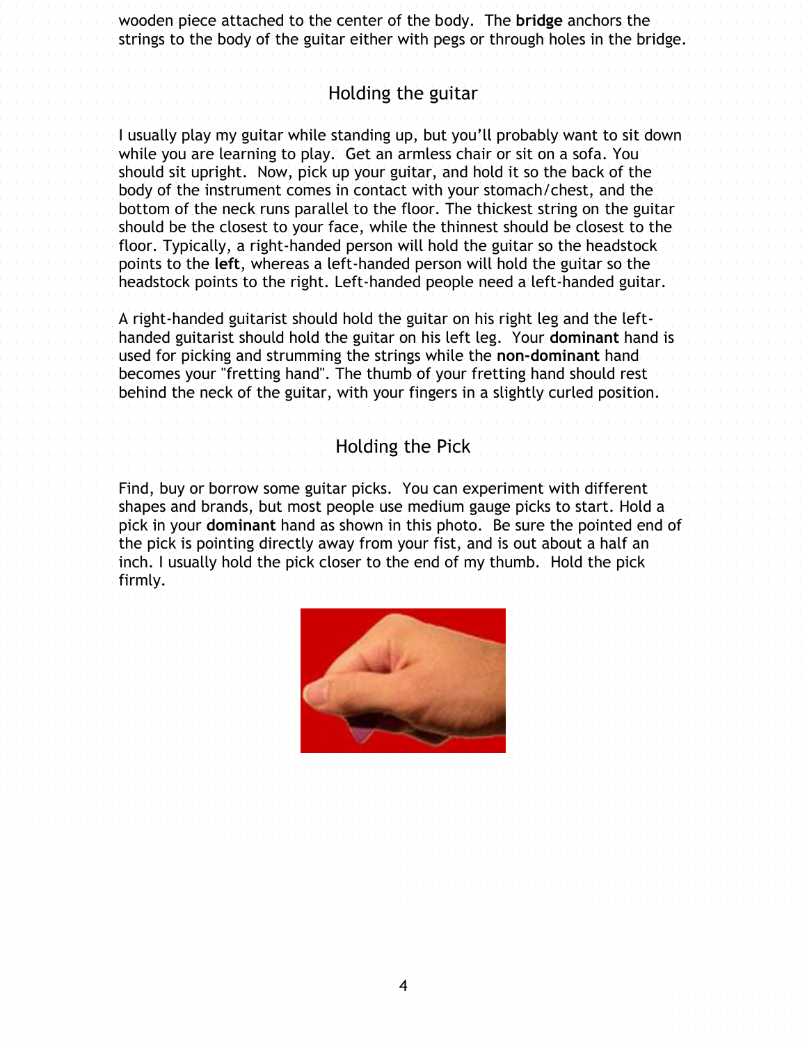wooden piece attached to the center of the body. The **bridge** anchors the strings to the body of the guitar either with pegs or through holes in the bridge.

## Holding the guitar

I usually play my guitar while standing up, but you'll probably want to sit down while you are learning to play. Get an armless chair or sit on a sofa. You should sit upright. Now, pick up your guitar, and hold it so the back of the body of the instrument comes in contact with your stomach/chest, and the bottom of the neck runs parallel to the floor. The thickest string on the guitar should be the closest to your face, while the thinnest should be closest to the floor. Typically, a right-handed person will hold the guitar so the headstock points to the **left**, whereas a left-handed person will hold the guitar so the headstock points to the right. Left-handed people need a left-handed guitar.

A right-handed guitarist should hold the guitar on his right leg and the left-handed guitarist should hold the guitar on his left leg. Your **dominant** hand is used for picking and strumming the strings while the **non-dominant** hand becomes your "fretting hand". The thumb of your fretting hand should rest behind the neck of the guitar, with your fingers in a slightly curled position.

## Holding the Pick

Find, buy or borrow some guitar picks. You can experiment with different shapes and brands, but most people use medium gauge picks to start. Hold a pick in your **dominant** hand as shown in this photo. Be sure the pointed end of the pick is pointing directly away from your fist, and is out about a half an inch. I usually hold the pick closer to the end of my thumb. Hold the pick firmly.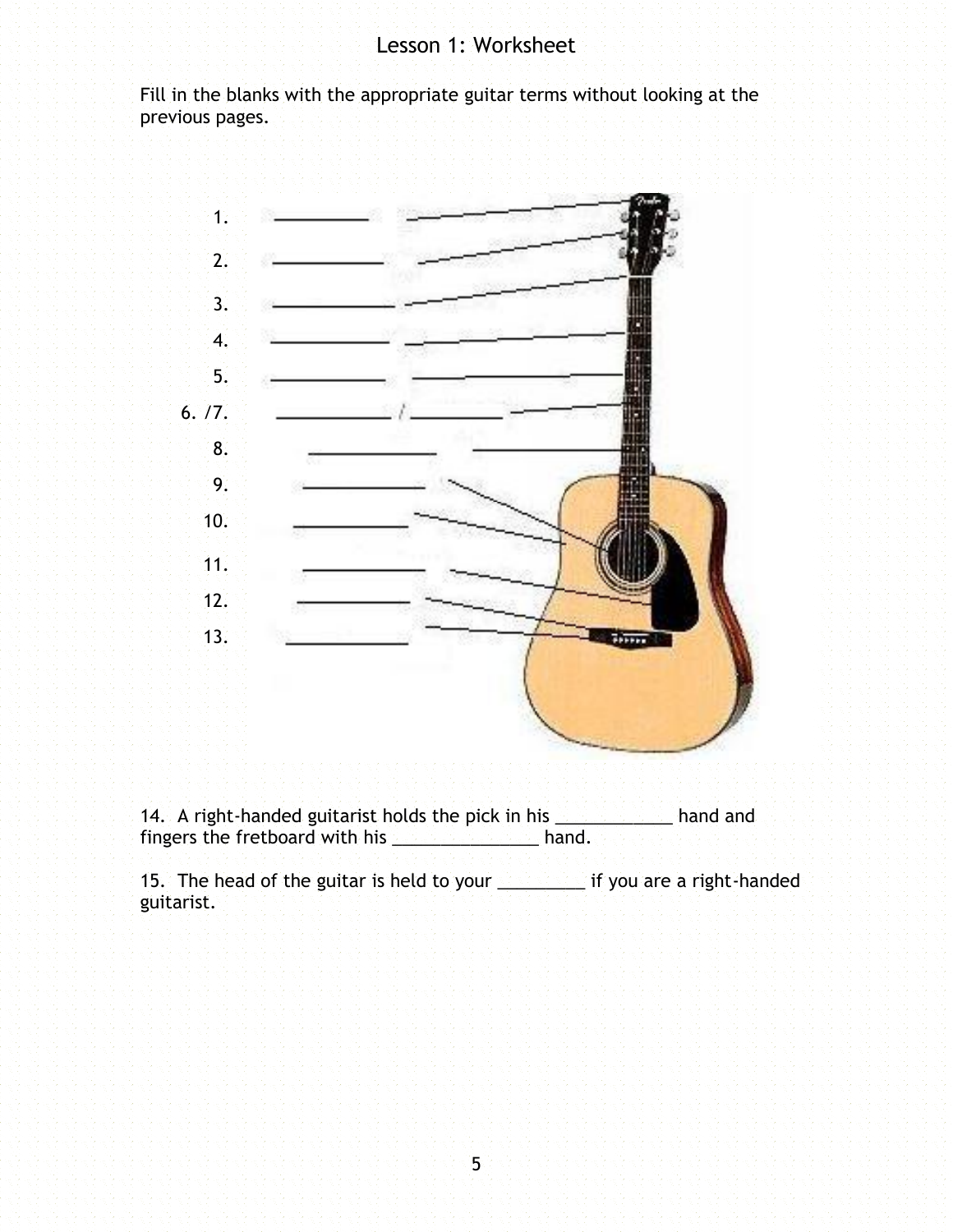# Lesson 1: Worksheet

Fill in the blanks with the appropriate guitar terms without looking at the previous pages.

1. __________
2. __________
3. __________
4. __________
5. __________
6. /7. __________ / __________
8. __________
9. __________
10. __________
11. __________
12. __________
13. __________

14. A right-handed guitarist holds the pick in his ____________ hand and fingers the fretboard with his _______________ hand.

15. The head of the guitar is held to your _________ if you are a right-handed guitarist.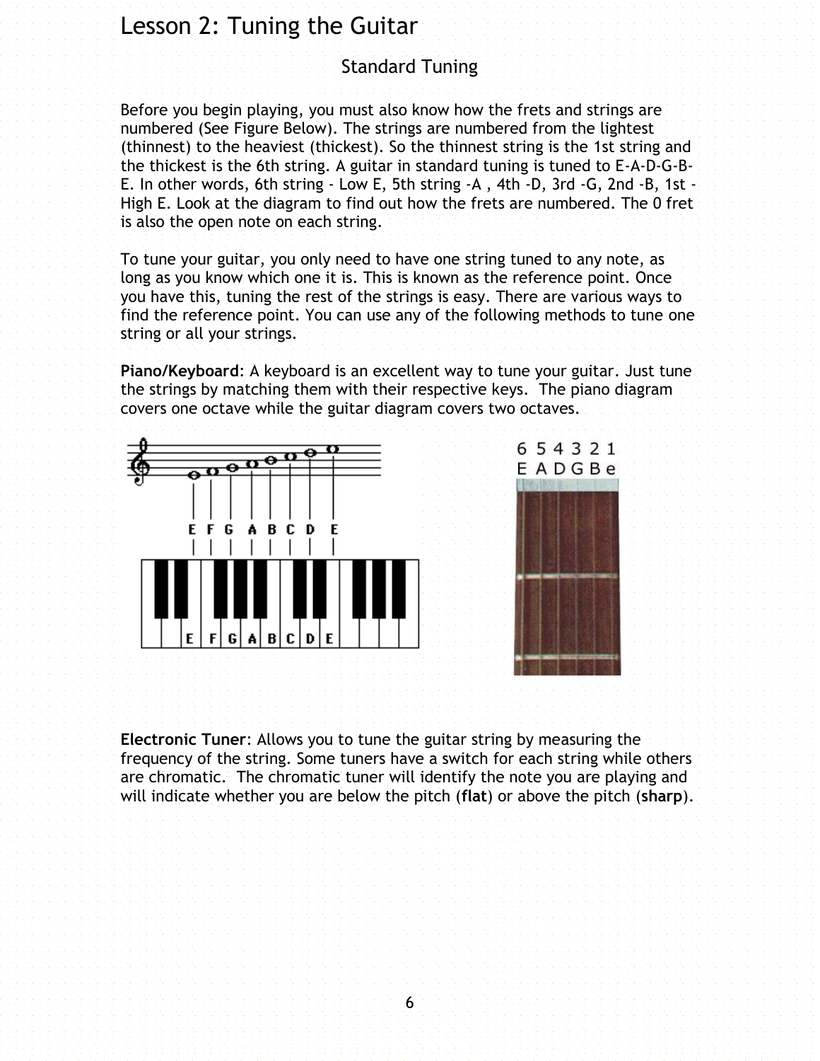# Lesson 2: Tuning the Guitar

## Standard Tuning

Before you begin playing, you must also know how the frets and strings are numbered (See Figure Below). The strings are numbered from the lightest (thinnest) to the heaviest (thickest). So the thinnest string is the 1st string and the thickest is the 6th string. A guitar in standard tuning is tuned to E-A-D-G-B-E. In other words, 6th string - Low E, 5th string -A , 4th -D, 3rd -G, 2nd -B, 1st - High E. Look at the diagram to find out how the frets are numbered. The 0 fret is also the open note on each string.

To tune your guitar, you only need to have one string tuned to any note, as long as you know which one it is. This is known as the reference point. Once you have this, tuning the rest of the strings is easy. There are various ways to find the reference point. You can use any of the following methods to tune one string or all your strings.

**Piano/Keyboard**: A keyboard is an excellent way to tune your guitar. Just tune the strings by matching them with their respective keys. The piano diagram covers one octave while the guitar diagram covers two octaves.

**Electronic Tuner**: Allows you to tune the guitar string by measuring the frequency of the string. Some tuners have a switch for each string while others are chromatic. The chromatic tuner will identify the note you are playing and will indicate whether you are below the pitch (**flat**) or above the pitch (**sharp**).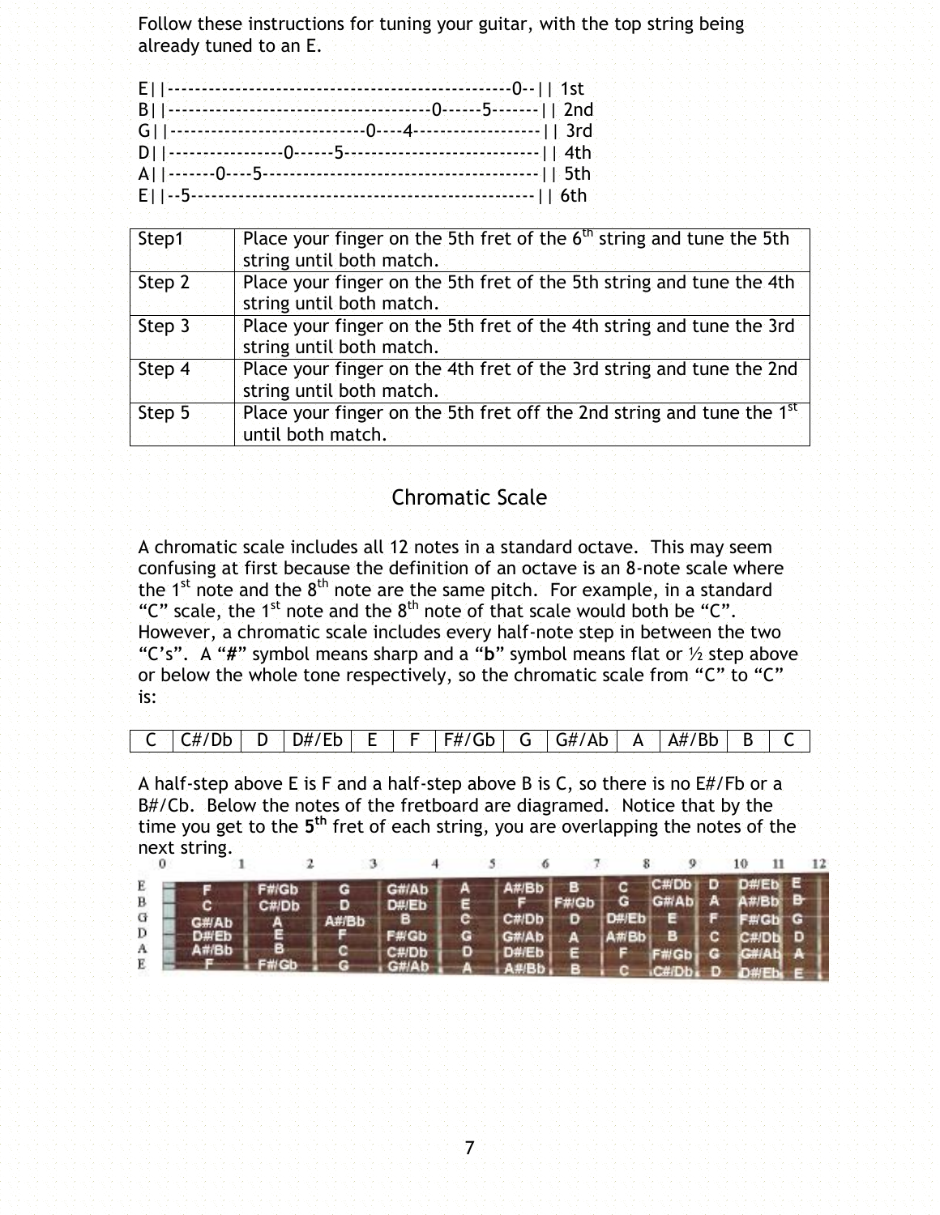Follow these instructions for tuning your guitar, with the top string being already tuned to an E.

```
E||-------------------------------------------------0--|| 1st
B||-------------------------------------0------5-------|| 2nd
G||----------------------------0----4------------------|| 3rd
D||----------------0------5----------------------------|| 4th
A||-------0----5---------------------------------------|| 5th
E||--5-------------------------------------------------|| 6th
```

| Step1 | Place your finger on the 5th fret of the 6th string and tune the 5th string until both match. |
|---|---|
| Step 2 | Place your finger on the 5th fret of the 5th string and tune the 4th string until both match. |
| Step 3 | Place your finger on the 5th fret of the 4th string and tune the 3rd string until both match. |
| Step 4 | Place your finger on the 4th fret of the 3rd string and tune the 2nd string until both match. |
| Step 5 | Place your finger on the 5th fret off the 2nd string and tune the 1st until both match. |

## Chromatic Scale

A chromatic scale includes all 12 notes in a standard octave. This may seem confusing at first because the definition of an octave is an 8-note scale where the 1st note and the 8th note are the same pitch. For example, in a standard "C" scale, the 1st note and the 8th note of that scale would both be "C". However, a chromatic scale includes every half-note step in between the two "C's". A "**#**" symbol means sharp and a "**b**" symbol means flat or ½ step above or below the whole tone respectively, so the chromatic scale from "C" to "C" is:

| C | C#/Db | D | D#/Eb | E | F | F#/Gb | G | G#/Ab | A | A#/Bb | B | C |
|---|---|---|---|---|---|---|---|---|---|---|---|---|

A half-step above E is F and a half-step above B is C, so there is no E#/Fb or a B#/Cb. Below the notes of the fretboard are diagramed. Notice that by the time you get to the **5th** fret of each string, you are overlapping the notes of the next string.

| 0 | 1 | 2 | 3 | 4 | 5 | 6 | 7 | 8 | 9 | 10 | 11 | 12 |
|---|---|---|---|---|---|---|---|---|---|---|---|---|
| E | F | F#/Gb | G | G#/Ab | A | A#/Bb | B | C | C#/Db | D | D#/Eb | E |
| B | C | C#/Db | D | D#/Eb | E | F | F#/Gb | G | G#/Ab | A | A#/Bb | B |
| G | G#/Ab | A | A#/Bb | B | C | C#/Db | D | D#/Eb | E | F | F#/Gb | G |
| D | D#/Eb | E | F | F#/Gb | G | G#/Ab | A | A#/Bb | B | C | C#/Db | D |
| A | A#/Bb | B | C | C#/Db | D | D#/Eb | E | F | F#/Gb | G | G#/Ab | A |
| E | F | F#/Gb | G | G#/Ab | A | A#/Bb | B | C | C#/Db | D | D#/Eb | E |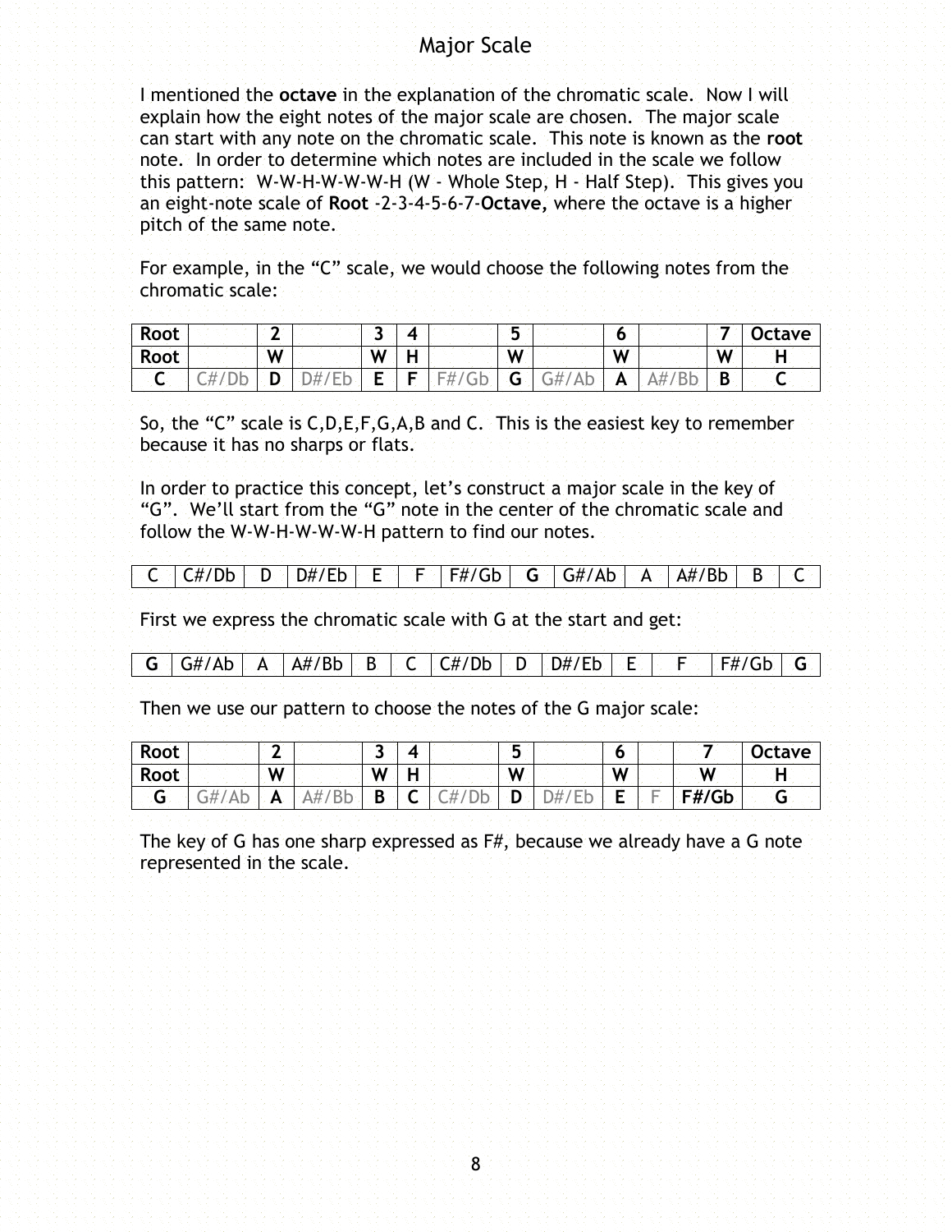# Major Scale

I mentioned the **octave** in the explanation of the chromatic scale. Now I will explain how the eight notes of the major scale are chosen. The major scale can start with any note on the chromatic scale. This note is known as the **root** note. In order to determine which notes are included in the scale we follow this pattern: W-W-H-W-W-W-H (W - Whole Step, H - Half Step). This gives you an eight-note scale of **Root** -2-3-4-5-6-7-**Octave,** where the octave is a higher pitch of the same note.

For example, in the "C" scale, we would choose the following notes from the chromatic scale:

| **Root** | | **2** | | **3** | **4** | | **5** | | **6** | | **7** | **Octave** |
|---|---|---|---|---|---|---|---|---|---|---|---|---|
| **Root** | | **W** | | **W** | **H** | | **W** | | **W** | | **W** | **H** |
| **C** | C#/Db | **D** | D#/Eb | **E** | **F** | F#/Gb | **G** | G#/Ab | **A** | A#/Bb | **B** | **C** |

So, the "C" scale is C,D,E,F,G,A,B and C. This is the easiest key to remember because it has no sharps or flats.

In order to practice this concept, let's construct a major scale in the key of "G". We'll start from the "G" note in the center of the chromatic scale and follow the W-W-H-W-W-W-H pattern to find our notes.

| C | C#/Db | D | D#/Eb | E | F | F#/Gb | **G** | G#/Ab | A | A#/Bb | B | C |
|---|---|---|---|---|---|---|---|---|---|---|---|---|

First we express the chromatic scale with G at the start and get:

| **G** | G#/Ab | A | A#/Bb | B | C | C#/Db | D | D#/Eb | E | F | F#/Gb | **G** |
|---|---|---|---|---|---|---|---|---|---|---|---|---|

Then we use our pattern to choose the notes of the G major scale:

| **Root** | | **2** | | **3** | **4** | | **5** | | **6** | | **7** | **Octave** |
|---|---|---|---|---|---|---|---|---|---|---|---|---|
| **Root** | | **W** | | **W** | **H** | | **W** | | **W** | | **W** | **H** |
| **G** | G#/Ab | **A** | A#/Bb | **B** | **C** | C#/Db | **D** | D#/Eb | **E** | F | **F#/Gb** | **G** |

The key of G has one sharp expressed as F#, because we already have a G note represented in the scale.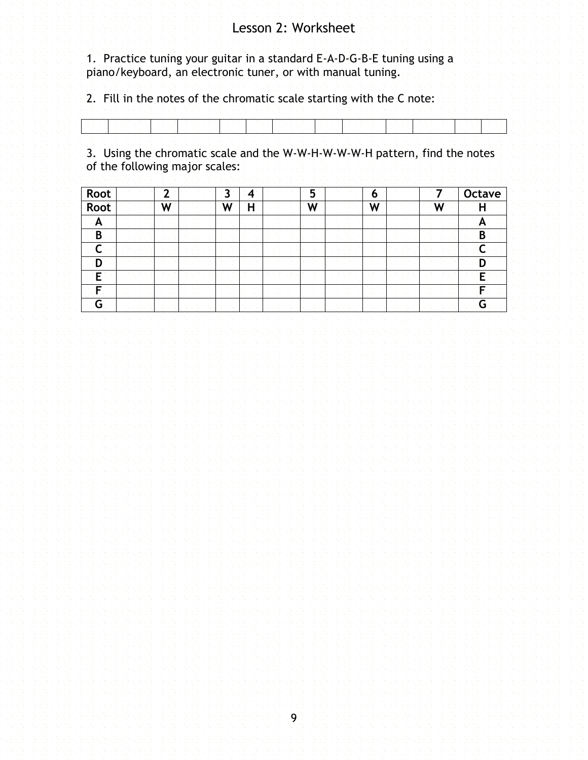# Lesson 2: Worksheet

1. Practice tuning your guitar in a standard E-A-D-G-B-E tuning using a piano/keyboard, an electronic tuner, or with manual tuning.

2. Fill in the notes of the chromatic scale starting with the C note:

| | | | | | | | | | | | | |
|---|---|---|---|---|---|---|---|---|---|---|---|---|
| | | | | | | | | | | | | |

3. Using the chromatic scale and the W-W-H-W-W-W-H pattern, find the notes of the following major scales:

| **Root** | | **2** | | **3** | **4** | | **5** | | **6** | | **7** | **Octave** |
|---|---|---|---|---|---|---|---|---|---|---|---|---|
| **Root** | | **W** | | **W** | **H** | | **W** | | **W** | | **W** | **H** |
| **A** | | | | | | | | | | | | **A** |
| **B** | | | | | | | | | | | | **B** |
| **C** | | | | | | | | | | | | **C** |
| **D** | | | | | | | | | | | | **D** |
| **E** | | | | | | | | | | | | **E** |
| **F** | | | | | | | | | | | | **F** |
| **G** | | | | | | | | | | | | **G** |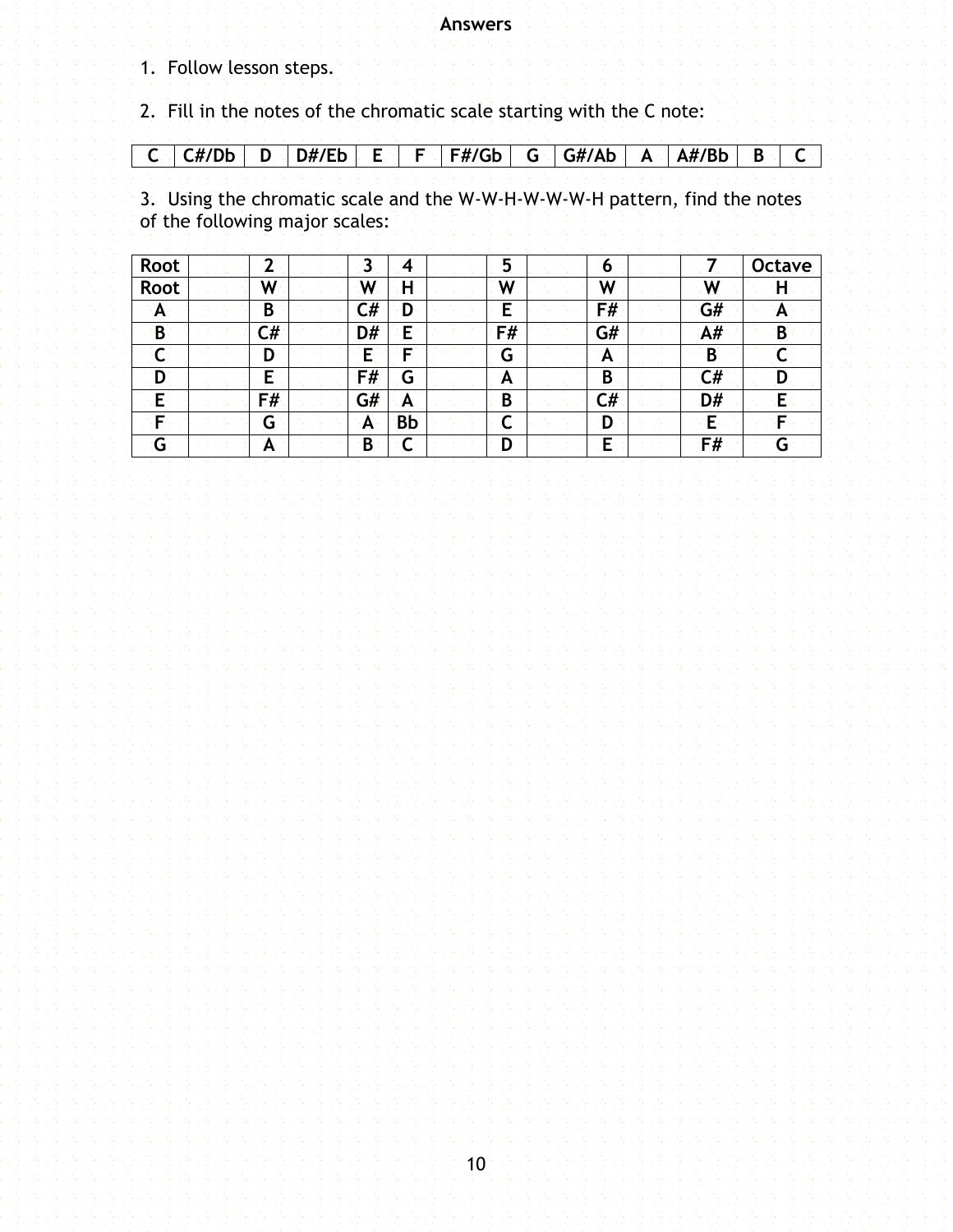**Answers**

1. Follow lesson steps.

2. Fill in the notes of the chromatic scale starting with the C note:

| C | C#/Db | D | D#/Eb | E | F | F#/Gb | G | G#/Ab | A | A#/Bb | B | C |
|---|---|---|---|---|---|---|---|---|---|---|---|---|

3. Using the chromatic scale and the W-W-H-W-W-W-H pattern, find the notes of the following major scales:

| Root | | 2 | | 3 | 4 | | 5 | | 6 | | 7 | Octave |
|---|---|---|---|---|---|---|---|---|---|---|---|---|
| Root | | W | | W | H | | W | | W | | W | H |
| A | | B | | C# | D | | E | | F# | | G# | A |
| B | | C# | | D# | E | | F# | | G# | | A# | B |
| C | | D | | E | F | | G | | A | | B | C |
| D | | E | | F# | G | | A | | B | | C# | D |
| E | | F# | | G# | A | | B | | C# | | D# | E |
| F | | G | | A | Bb | | C | | D | | E | F |
| G | | A | | B | C | | D | | E | | F# | G |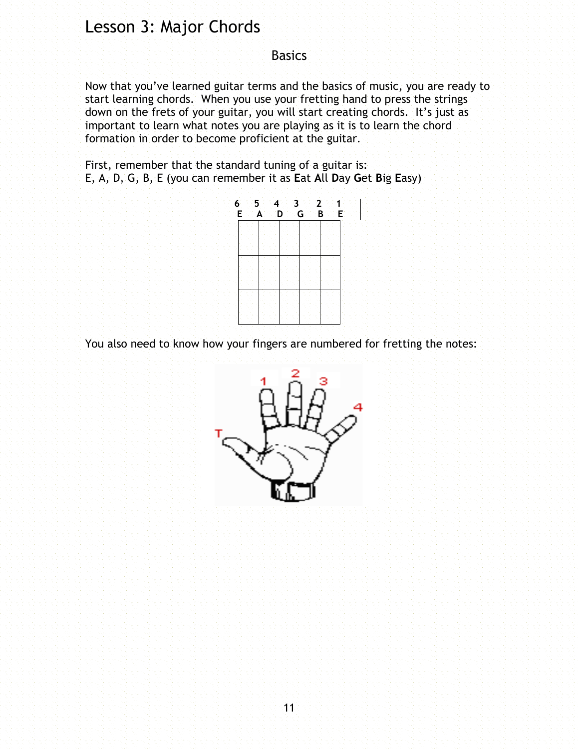# Lesson 3: Major Chords

## Basics

Now that you've learned guitar terms and the basics of music, you are ready to start learning chords. When you use your fretting hand to press the strings down on the frets of your guitar, you will start creating chords. It's just as important to learn what notes you are playing as it is to learn the chord formation in order to become proficient at the guitar.

First, remember that the standard tuning of a guitar is:
E, A, D, G, B, E (you can remember it as **E**at **A**ll **D**ay **G**et **B**ig **E**asy)

| 6 | 5 | 4 | 3 | 2 | 1 |
|---|---|---|---|---|---|
| E | A | D | G | B | E |

You also need to know how your fingers are numbered for fretting the notes: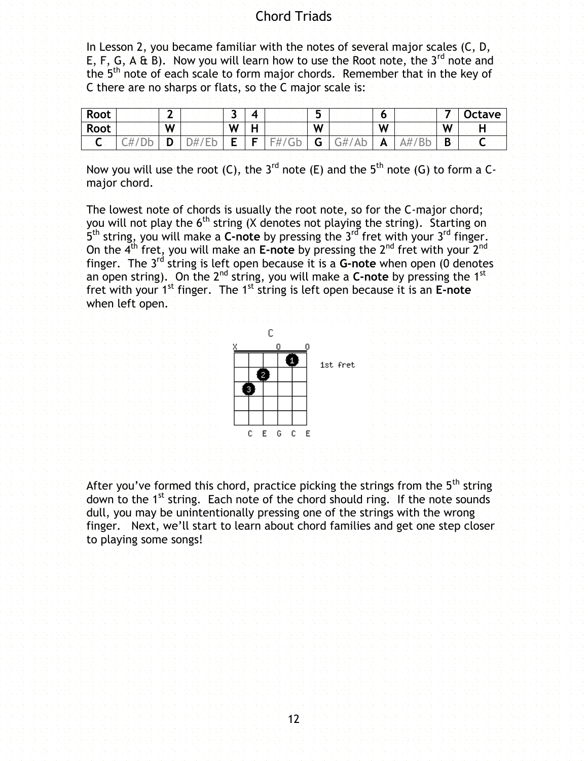# Chord Triads

In Lesson 2, you became familiar with the notes of several major scales (C, D, E, F, G, A & B). Now you will learn how to use the Root note, the 3rd note and the 5th note of each scale to form major chords. Remember that in the key of C there are no sharps or flats, so the C major scale is:

| Root | | 2 | | 3 | 4 | | 5 | | 6 | | 7 | Octave |
|---|---|---|---|---|---|---|---|---|---|---|---|---|
| Root | | W | | W | H | | W | | W | | W | H |
| C | C#/Db | D | D#/Eb | E | F | F#/Gb | G | G#/Ab | A | A#/Bb | B | C |

Now you will use the root (C), the 3rd note (E) and the 5th note (G) to form a C-major chord.

The lowest note of chords is usually the root note, so for the C-major chord; you will not play the 6th string (X denotes not playing the string). Starting on 5th string, you will make a **C-note** by pressing the 3rd fret with your 3rd finger. On the 4th fret, you will make an **E-note** by pressing the 2nd fret with your 2nd finger. The 3rd string is left open because it is a **G-note** when open (0 denotes an open string). On the 2nd string, you will make a **C-note** by pressing the 1st fret with your 1st finger. The 1st string is left open because it is an **E-note** when left open.

C

X _ _ 0 _ 0

1st fret

C E G C E

After you've formed this chord, practice picking the strings from the 5th string down to the 1st string. Each note of the chord should ring. If the note sounds dull, you may be unintentionally pressing one of the strings with the wrong finger. Next, we'll start to learn about chord families and get one step closer to playing some songs!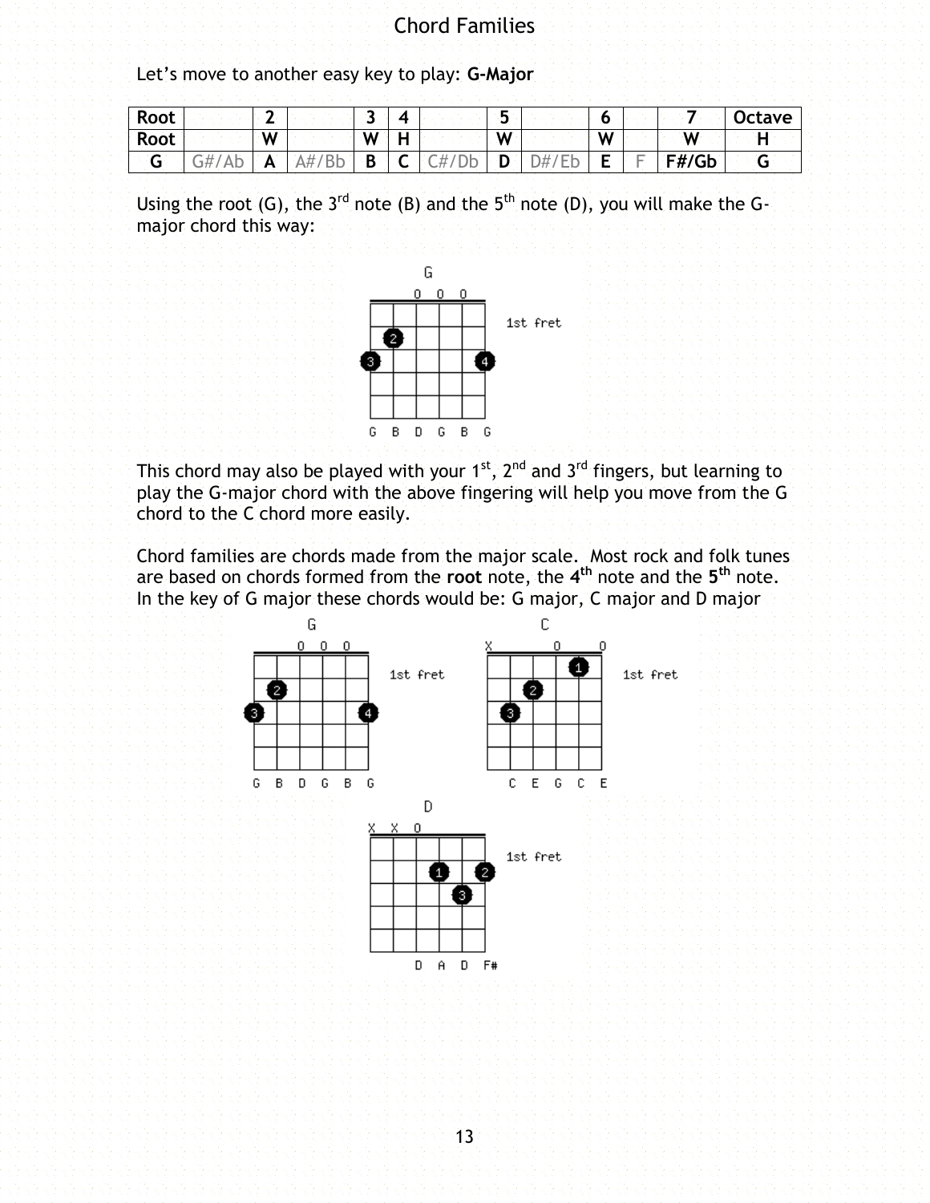# Chord Families

Let's move to another easy key to play: **G-Major**

| Root | | 2 | | 3 | 4 | | 5 | | 6 | | 7 | Octave |
|---|---|---|---|---|---|---|---|---|---|---|---|---|
| **Root** | | **W** | | **W** | **H** | | **W** | | **W** | | **W** | **H** |
| **G** | G#/Ab | **A** | A#/Bb | **B** | **C** | C#/Db | **D** | D#/Eb | **E** | F | **F#/Gb** | **G** |

Using the root (G), the 3rd note (B) and the 5th note (D), you will make the G-major chord this way:

G — 1st fret — G B D G B G

This chord may also be played with your 1st, 2nd and 3rd fingers, but learning to play the G-major chord with the above fingering will help you move from the G chord to the C chord more easily.

Chord families are chords made from the major scale. Most rock and folk tunes are based on chords formed from the **root** note, the **4th** note and the **5th** note. In the key of G major these chords would be: G major, C major and D major

G — 1st fret — G B D G B G

C — 1st fret — C E G C E

D — 1st fret — D A D F#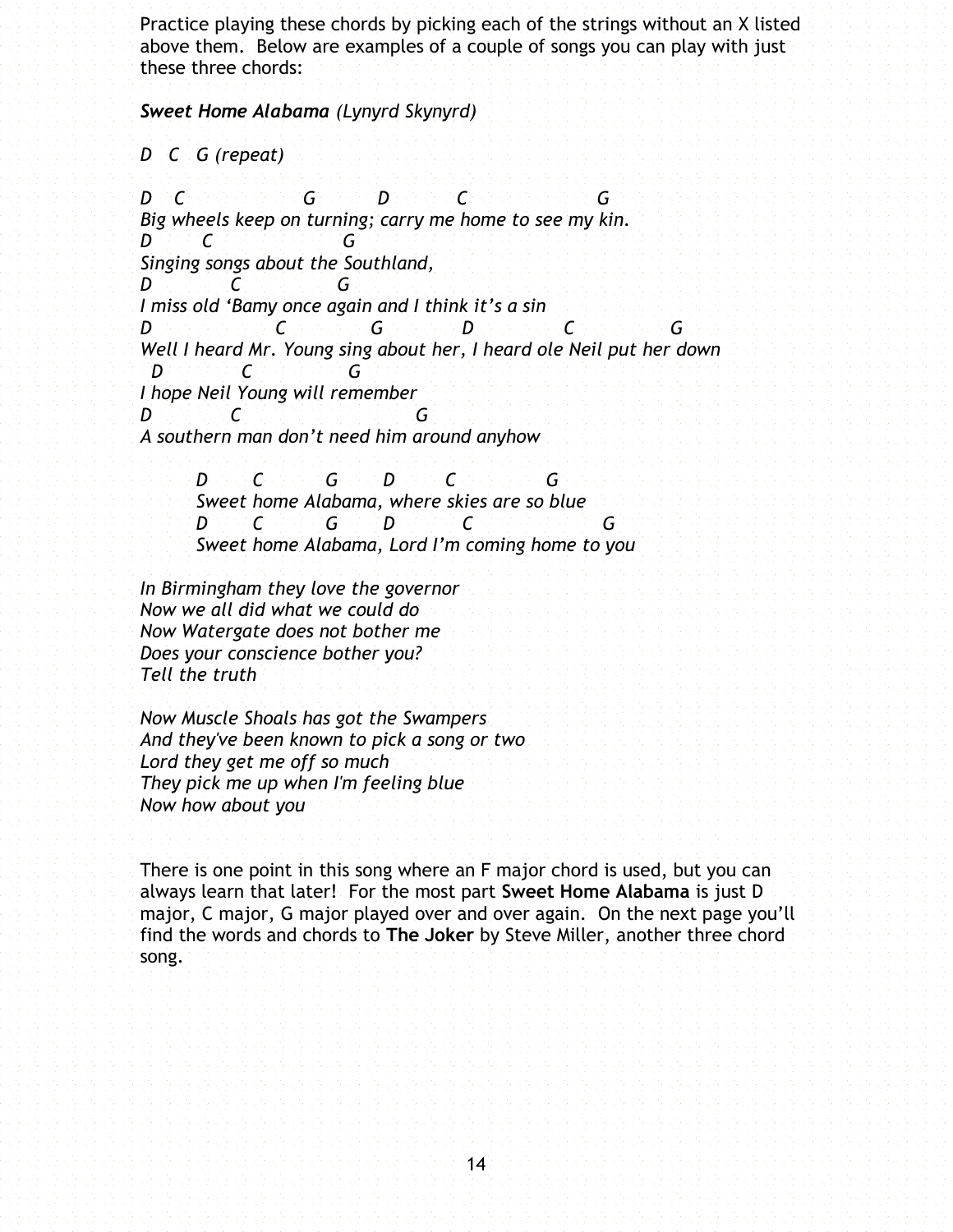Practice playing these chords by picking each of the strings without an X listed above them. Below are examples of a couple of songs you can play with just these three chords:

***Sweet Home Alabama*** *(Lynyrd Skynyrd)*

*D C G (repeat)*

```
D   C                G         D          C                  G
Big wheels keep on turning; carry me home to see my kin.
D       C                   G
Singing songs about the Southland,
D            C              G
I miss old 'Bamy once again and I think it's a sin
D                  C           G            D              C              G
Well I heard Mr. Young sing about her, I heard ole Neil put her down
  D          C              G
I hope Neil Young will remember
D            C                         G
A southern man don't need him around anyhow

        D       C         G       D       C            G
        Sweet home Alabama, where skies are so blue
        D       C         G       D          C                 G
        Sweet home Alabama, Lord I'm coming home to you
```

*In Birmingham they love the governor*
*Now we all did what we could do*
*Now Watergate does not bother me*
*Does your conscience bother you?*
*Tell the truth*

*Now Muscle Shoals has got the Swampers*
*And they've been known to pick a song or two*
*Lord they get me off so much*
*They pick me up when I'm feeling blue*
*Now how about you*

There is one point in this song where an F major chord is used, but you can always learn that later! For the most part **Sweet Home Alabama** is just D major, C major, G major played over and over again. On the next page you'll find the words and chords to **The Joker** by Steve Miller, another three chord song.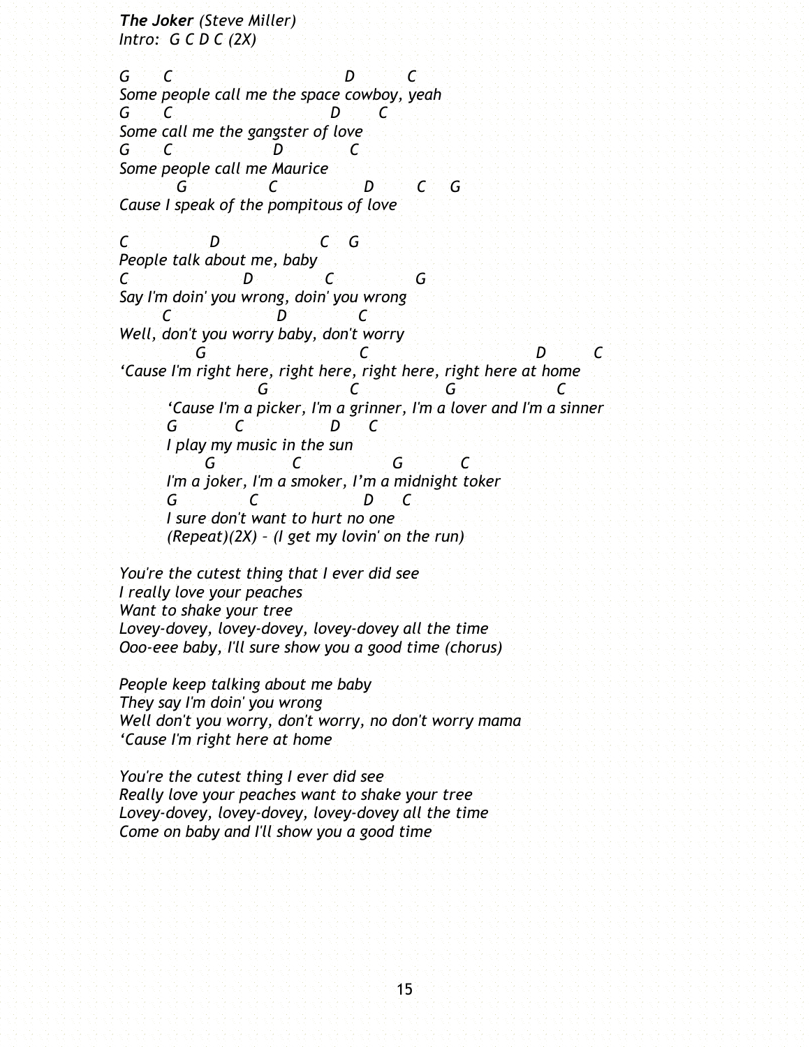***The Joker** (Steve Miller)*
*Intro: G C D C (2X)*

```
G      C                          D         C
Some people call me the space cowboy, yeah
G      C                        D       C
Some call me the gangster of love
G      C                  D           C
Some people call me Maurice
          G              C               D        C     G
Cause I speak of the pompitous of love

C              D                  C    G
People talk about me, baby
C                  D            C              G
Say I'm doin' you wrong, doin' you wrong
       C                  D            C
Well, don't you worry baby, don't worry
            G                         C                          D        C
'Cause I'm right here, right here, right here, right here at home
                      G              C              G                  C
        'Cause I'm a picker, I'm a grinner, I'm a lover and I'm a sinner
        G           C              D      C
        I play my music in the sun
              G             C               G          C
        I'm a joker, I'm a smoker, I'm a midnight toker
        G             C                   D     C
        I sure don't want to hurt no one
        (Repeat)(2X) – (I get my lovin' on the run)
```

*You're the cutest thing that I ever did see*
*I really love your peaches*
*Want to shake your tree*
*Lovey-dovey, lovey-dovey, lovey-dovey all the time*
*Ooo-eee baby, I'll sure show you a good time (chorus)*

*People keep talking about me baby*
*They say I'm doin' you wrong*
*Well don't you worry, don't worry, no don't worry mama*
*'Cause I'm right here at home*

*You're the cutest thing I ever did see*
*Really love your peaches want to shake your tree*
*Lovey-dovey, lovey-dovey, lovey-dovey all the time*
*Come on baby and I'll show you a good time*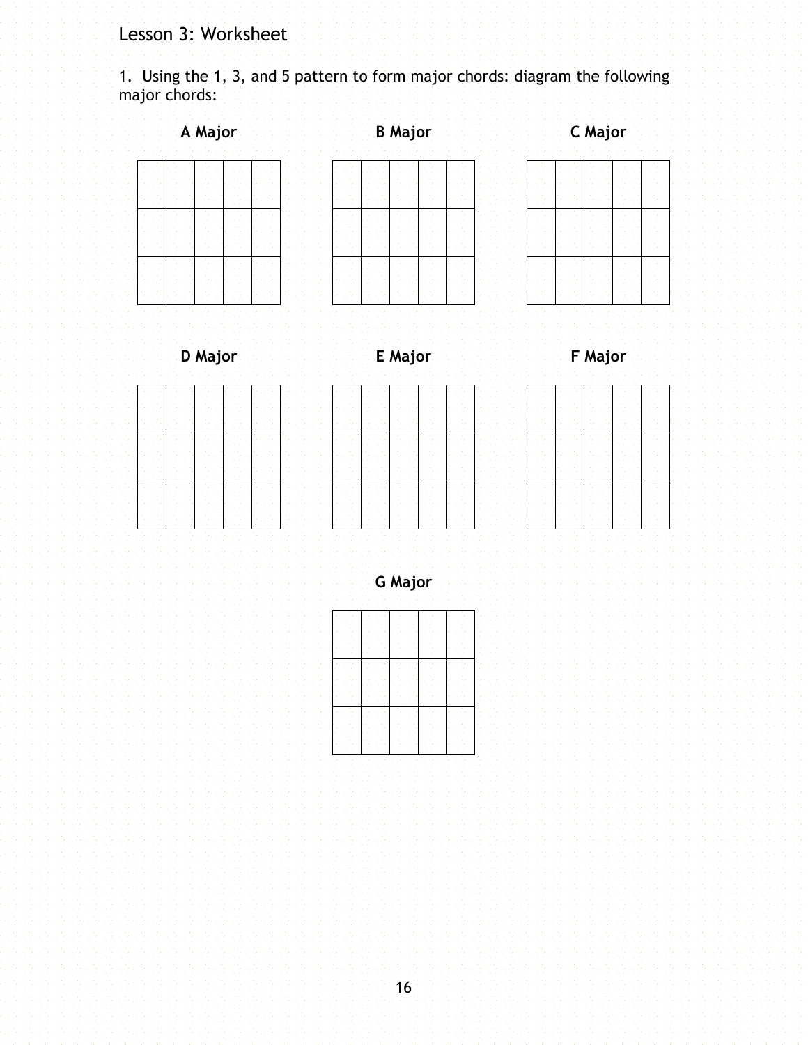## Lesson 3: Worksheet

1. Using the 1, 3, and 5 pattern to form major chords: diagram the following major chords:

**A Major**

**B Major**

**C Major**

**D Major**

**E Major**

**F Major**

**G Major**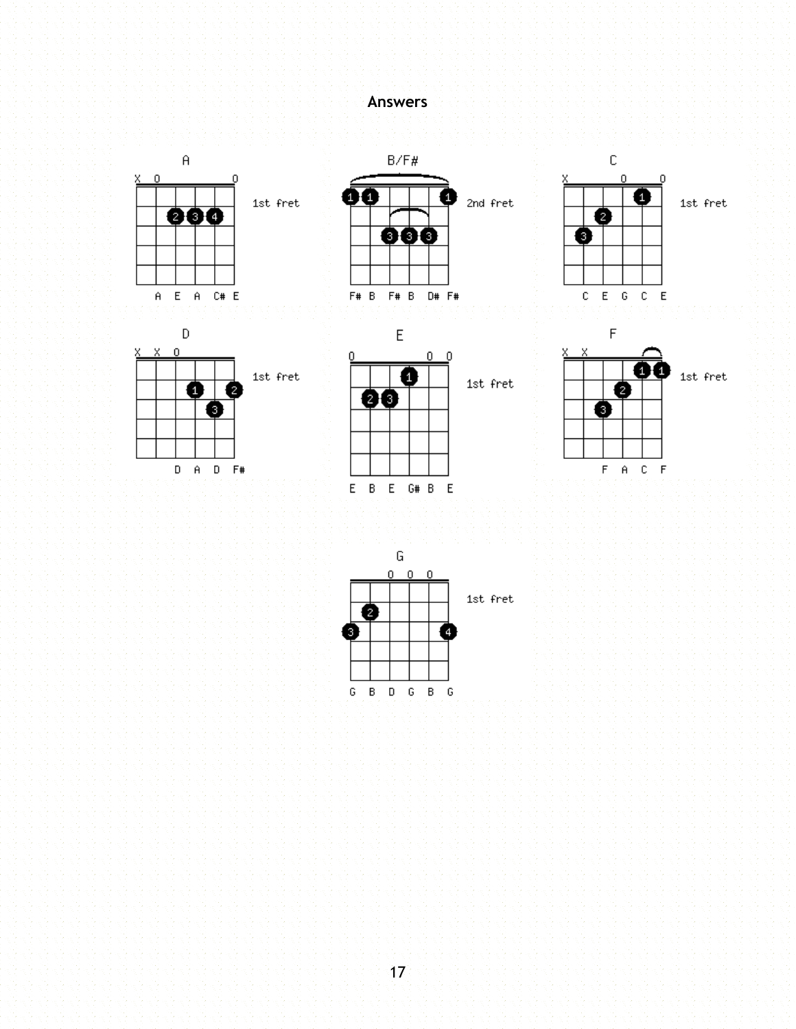## Answers

**A** — 1st fret

X 0 . . . 0

A E A C# E

**B/F#** — 2nd fret

F# B F# B D# F#

**C** — 1st fret

X . . 0 . 0

C E G C E

**D** — 1st fret

X X 0

D A D F#

**E** — 1st fret

0 . . . 0 0

E B E G# B E

**F** — 1st fret

X X

F A C F

**G** — 1st fret

. . 0 0 0 .

G B D G B G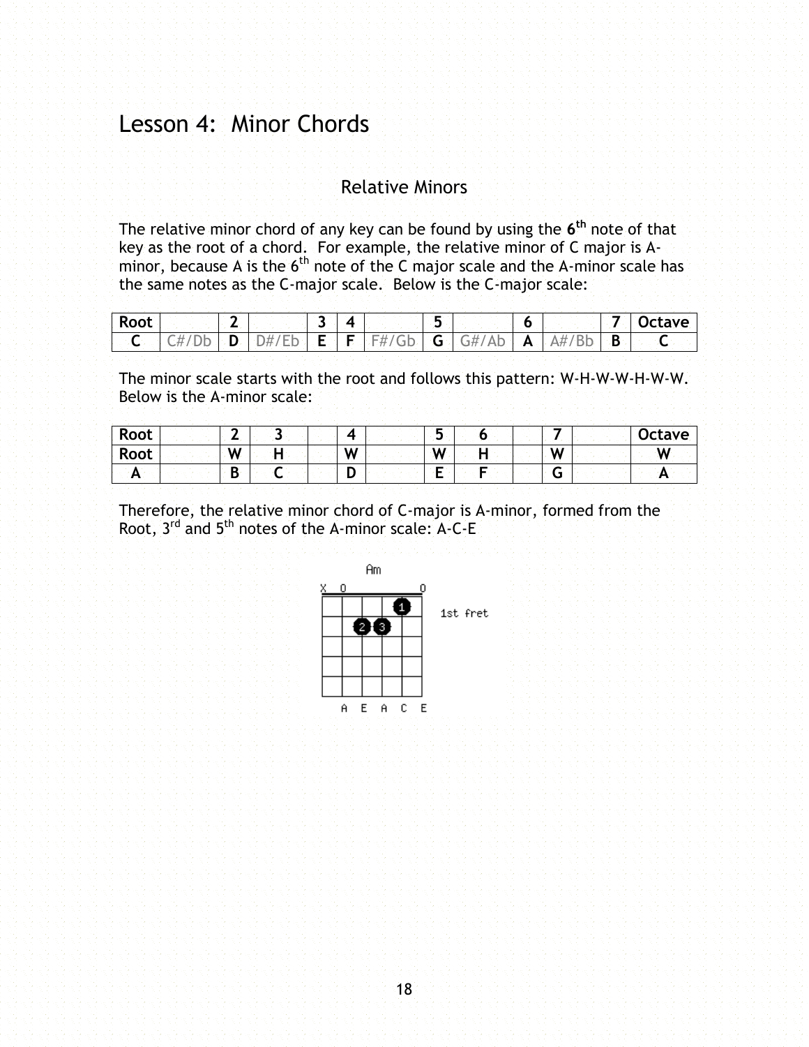# Lesson 4: Minor Chords

## Relative Minors

The relative minor chord of any key can be found by using the **6th** note of that key as the root of a chord. For example, the relative minor of C major is A-minor, because A is the 6th note of the C major scale and the A-minor scale has the same notes as the C-major scale. Below is the C-major scale:

| Root | | 2 | | 3 | 4 | | 5 | | 6 | | 7 | Octave |
|---|---|---|---|---|---|---|---|---|---|---|---|---|
| C | C#/Db | D | D#/Eb | E | F | F#/Gb | G | G#/Ab | A | A#/Bb | B | C |

The minor scale starts with the root and follows this pattern: W-H-W-W-H-W-W. Below is the A-minor scale:

| Root | | 2 | 3 | | 4 | | 5 | 6 | | 7 | | Octave |
|---|---|---|---|---|---|---|---|---|---|---|---|---|
| Root | | W | H | | W | | W | H | | W | | W |
| A | | B | C | | D | | E | F | | G | | A |

Therefore, the relative minor chord of C-major is A-minor, formed from the Root, 3rd and 5th notes of the A-minor scale: A-C-E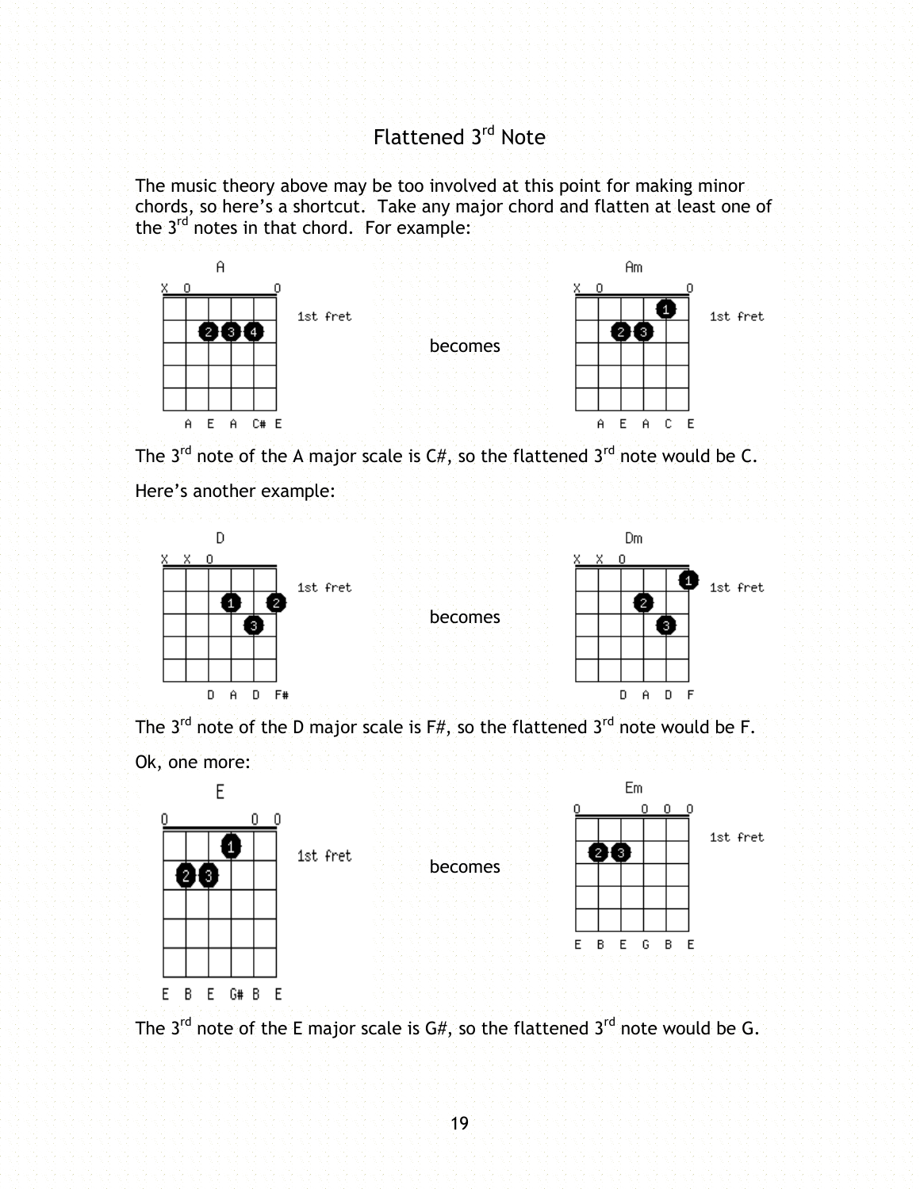# Flattened 3rd Note

The music theory above may be too involved at this point for making minor chords, so here's a shortcut. Take any major chord and flatten at least one of the 3rd notes in that chord. For example:

A becomes Am

The 3rd note of the A major scale is C#, so the flattened 3rd note would be C.

Here's another example:

D becomes Dm

The 3rd note of the D major scale is F#, so the flattened 3rd note would be F.

Ok, one more:

E becomes Em

The 3rd note of the E major scale is G#, so the flattened 3rd note would be G.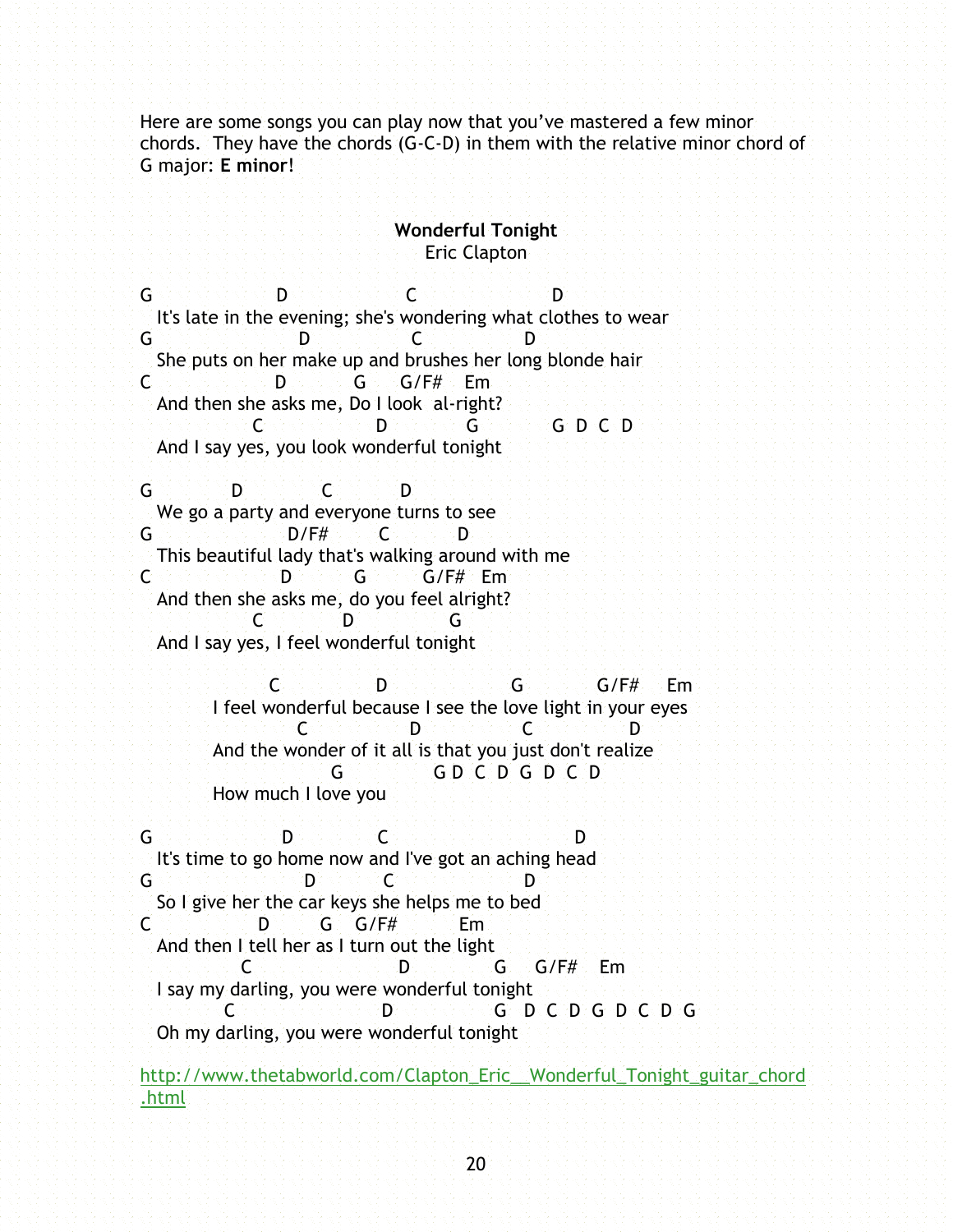Here are some songs you can play now that you've mastered a few minor chords. They have the chords (G-C-D) in them with the relative minor chord of G major: **E minor**!

**Wonderful Tonight**
Eric Clapton

```
G                  D                 C                   D
  It's late in the evening; she's wondering what clothes to wear
G                     D              C              D
  She puts on her make up and brushes her long blonde hair
C                 D          G      G/F#    Em
  And then she asks me, Do I look  al-right?
               C                D            G           G  D  C  D
  And I say yes, you look wonderful tonight

G           D            C          D
  We go a party and everyone turns to see
G                  D/F#        C           D
  This beautiful lady that's walking around with me
C                  D         G         G/F#   Em
  And then she asks me, do you feel alright?
               C            D              G
  And I say yes, I feel wonderful tonight

                C              D                 G           G/F#     Em
         I feel wonderful because I see the love light in your eyes
                   C              D              C             D
         And the wonder of it all is that you just don't realize
                      G             G D  C  D  G  D  C  D
         How much I love you

G                  D           C                         D
  It's time to go home now and I've got an aching head
G                    D          C                 D
  So I give her the car keys she helps me to bed
C               D        G    G/F#         Em
  And then I tell her as I turn out the light
             C                  D            G     G/F#    Em
  I say my darling, you were wonderful tonight
           C                    D              G   D  C  D  G  D  C  D  G
  Oh my darling, you were wonderful tonight
```

http://www.thetabworld.com/Clapton_Eric__Wonderful_Tonight_guitar_chord.html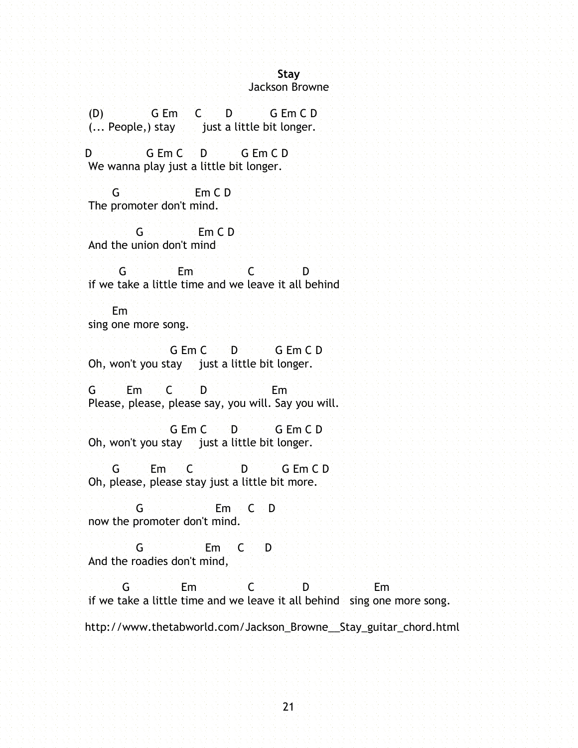**Stay**

Jackson Browne

```
(D)            G Em     C       D          G Em C D
(... People,) stay        just a little bit longer.

D              G Em C     D         G Em C D
We wanna play just a little bit longer.

      G                    Em C D
The promoter don't mind.

           G               Em C D
And the union don't mind

        G              Em               C            D
if we take a little time and we leave it all behind

      Em
sing one more song.

                   G Em C       D          G Em C D
Oh, won't you stay     just a little bit longer.

G        Em       C        D                Em
Please, please, please say, you will. Say you will.

                   G Em C       D          G Em C D
Oh, won't you stay     just a little bit longer.

      G        Em      C            D         G Em C D
Oh, please, please stay just a little bit more.

           G                   Em     C    D
now the promoter don't mind.

           G                Em     C      D
And the roadies don't mind,

         G             Em             C            D                Em
if we take a little time and we leave it all behind   sing one more song.
```

http://www.thetabworld.com/Jackson_Browne__Stay_guitar_chord.html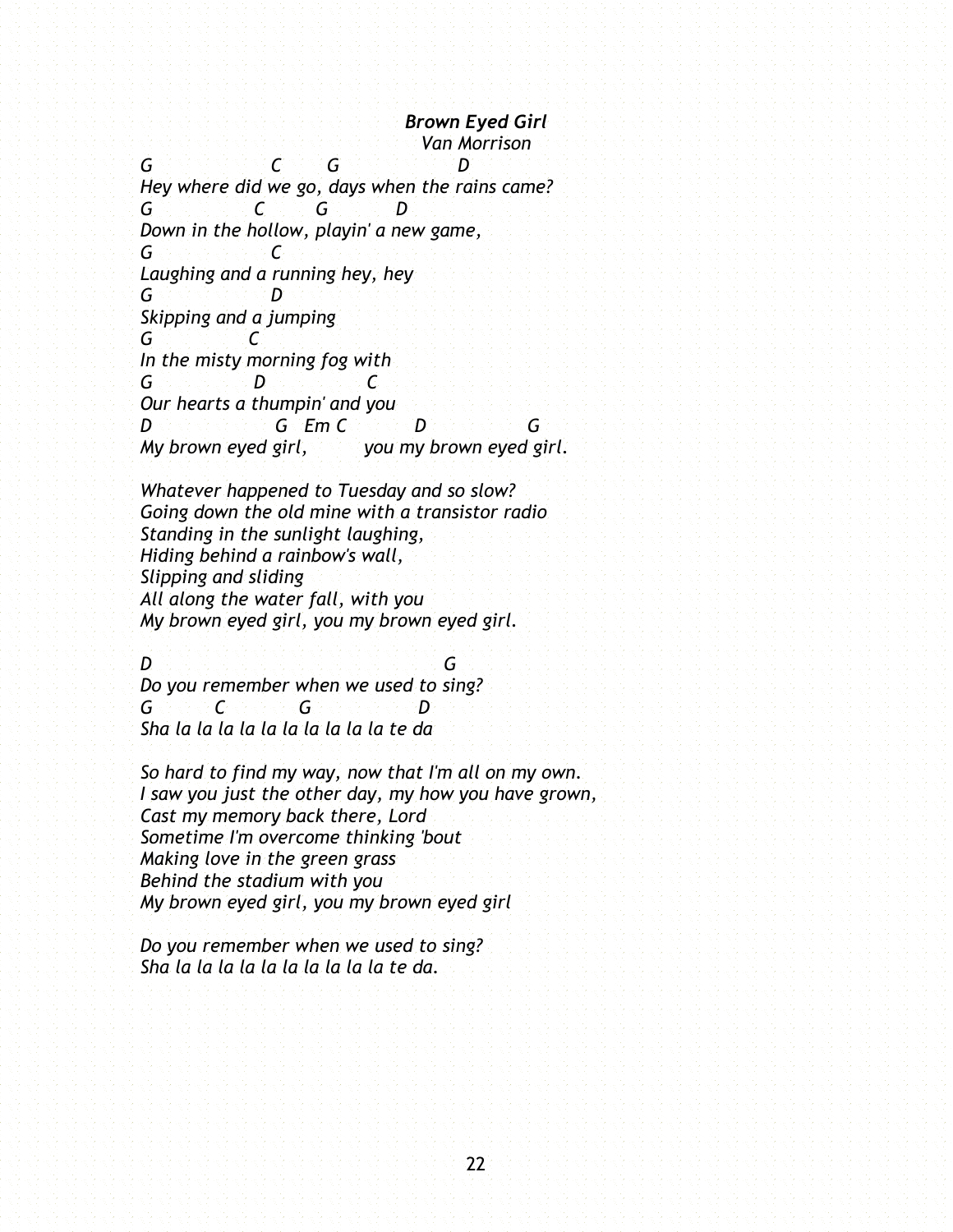***Brown Eyed Girl***

*Van Morrison*

```
G                C      G                D
Hey where did we go, days when the rains came?
G              C       G         D
Down in the hollow, playin' a new game,
G                C
Laughing and a running hey, hey
G                D
Skipping and a jumping
G              C
In the misty morning fog with
G               D              C
Our hearts a thumpin' and you
D                   G   Em C          D              G
My brown eyed girl,         you my brown eyed girl.
```

*Whatever happened to Tuesday and so slow?*
*Going down the old mine with a transistor radio*
*Standing in the sunlight laughing,*
*Hiding behind a rainbow's wall,*
*Slipping and sliding*
*All along the water fall, with you*
*My brown eyed girl, you my brown eyed girl.*

```
D                                         G
Do you remember when we used to sing?
G         C           G                D
Sha la la la la la la la la la la te da
```

*So hard to find my way, now that I'm all on my own.*
*I saw you just the other day, my how you have grown,*
*Cast my memory back there, Lord*
*Sometime I'm overcome thinking 'bout*
*Making love in the green grass*
*Behind the stadium with you*
*My brown eyed girl, you my brown eyed girl*

*Do you remember when we used to sing?*
*Sha la la la la la la la la la la te da.*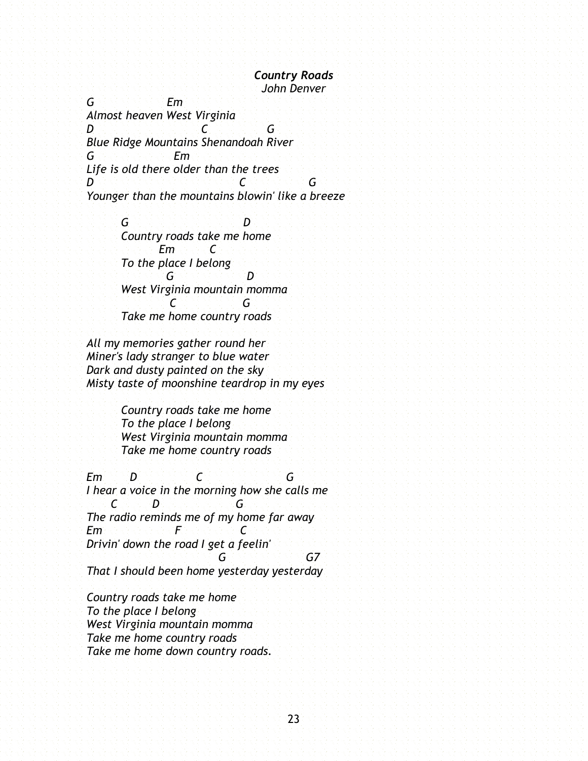***Country Roads***

*John Denver*

```
G                    Em
Almost heaven West Virginia
D                              C                G
Blue Ridge Mountains Shenandoah River
G                     Em
Life is old there older than the trees
D                                      C                  G
Younger than the mountains blowin' like a breeze

         G                              D
         Country roads take me home
                   Em          C
         To the place I belong
                     G                  D
         West Virginia mountain momma
                     C                 G
         Take me home country roads

All my memories gather round her
Miner's lady stranger to blue water
Dark and dusty painted on the sky
Misty taste of moonshine teardrop in my eyes

         Country roads take me home
         To the place I belong
         West Virginia mountain momma
         Take me home country roads

Em        D                C                      G
I hear a voice in the morning how she calls me
       C          D                    G
The radio reminds me of my home far away
Em                  F               C
Drivin' down the road I get a feelin'
                                    G                    G7
That I should been home yesterday yesterday

Country roads take me home
To the place I belong
West Virginia mountain momma
Take me home country roads
Take me home down country roads.
```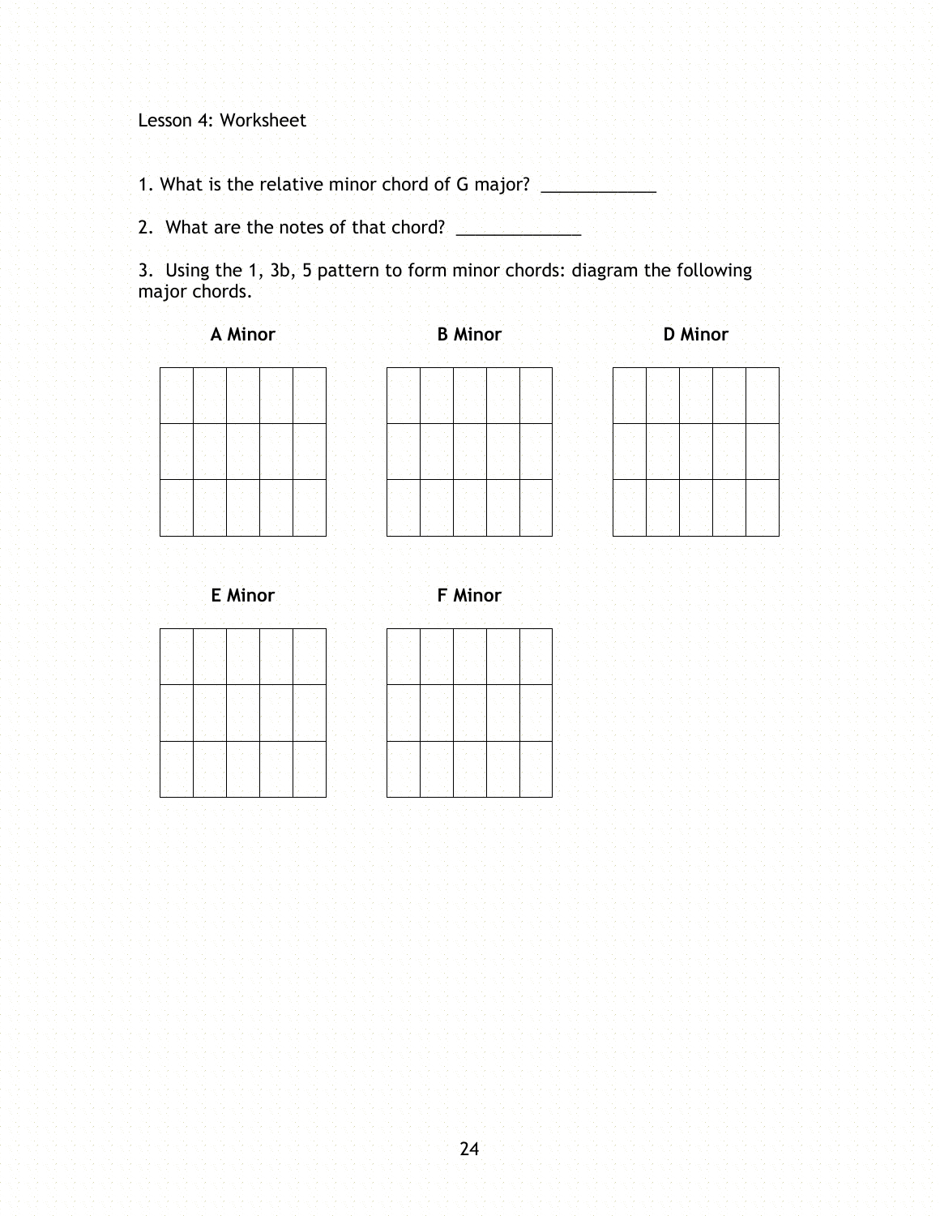Lesson 4: Worksheet

1. What is the relative minor chord of G major? ____________

2. What are the notes of that chord? _____________

3. Using the 1, 3b, 5 pattern to form minor chords: diagram the following major chords.

**A Minor** **B Minor** **D Minor**

**E Minor** **F Minor**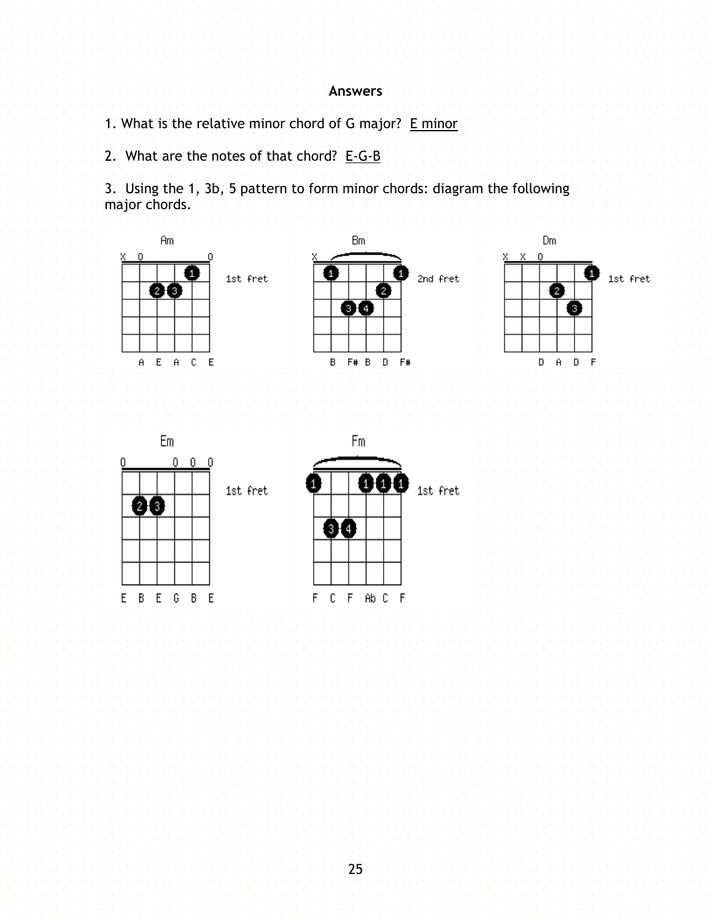**Answers**

1. What is the relative minor chord of G major? E minor

2. What are the notes of that chord? E-G-B

3. Using the 1, 3b, 5 pattern to form minor chords: diagram the following major chords.

Am — 1st fret — A E A C E

Bm — 2nd fret — B F# B D F#

Dm — 1st fret — D A D F

Em — 1st fret — E B E G B E

Fm — 1st fret — F C F Ab C F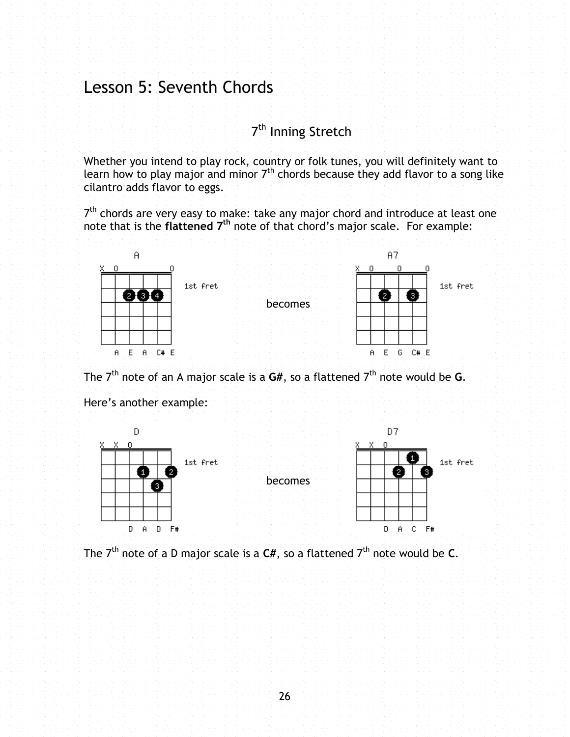# Lesson 5: Seventh Chords

## 7th Inning Stretch

Whether you intend to play rock, country or folk tunes, you will definitely want to learn how to play major and minor 7th chords because they add flavor to a song like cilantro adds flavor to eggs.

7th chords are very easy to make: take any major chord and introduce at least one note that is the **flattened 7th** note of that chord's major scale. For example:

A

X 0 0

1st fret

A E A C# E

becomes

A7

X 0 0 0

1st fret

A E G C# E

The 7th note of an A major scale is a **G#**, so a flattened 7th note would be **G**.

Here's another example:

D

X X 0

1st fret

D A D F#

becomes

D7

X X 0

1st fret

D A C F#

The 7th note of a D major scale is a **C#**, so a flattened 7th note would be **C**.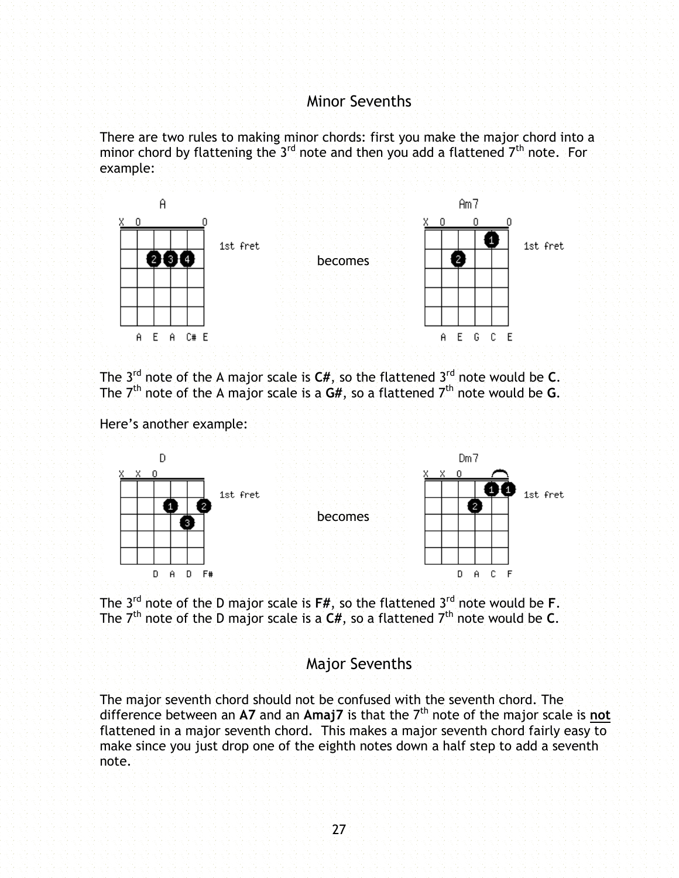## Minor Sevenths

There are two rules to making minor chords: first you make the major chord into a minor chord by flattening the 3rd note and then you add a flattened 7th note. For example:

A becomes Am7

The 3rd note of the A major scale is **C#**, so the flattened 3rd note would be **C**.
The 7th note of the A major scale is a **G#**, so a flattened 7th note would be **G**.

Here's another example:

D becomes Dm7

The 3rd note of the D major scale is **F#**, so the flattened 3rd note would be **F**.
The 7th note of the D major scale is a **C#**, so a flattened 7th note would be **C**.

## Major Sevenths

The major seventh chord should not be confused with the seventh chord. The difference between an **A7** and an **Amaj7** is that the 7th note of the major scale is **not** flattened in a major seventh chord. This makes a major seventh chord fairly easy to make since you just drop one of the eighth notes down a half step to add a seventh note.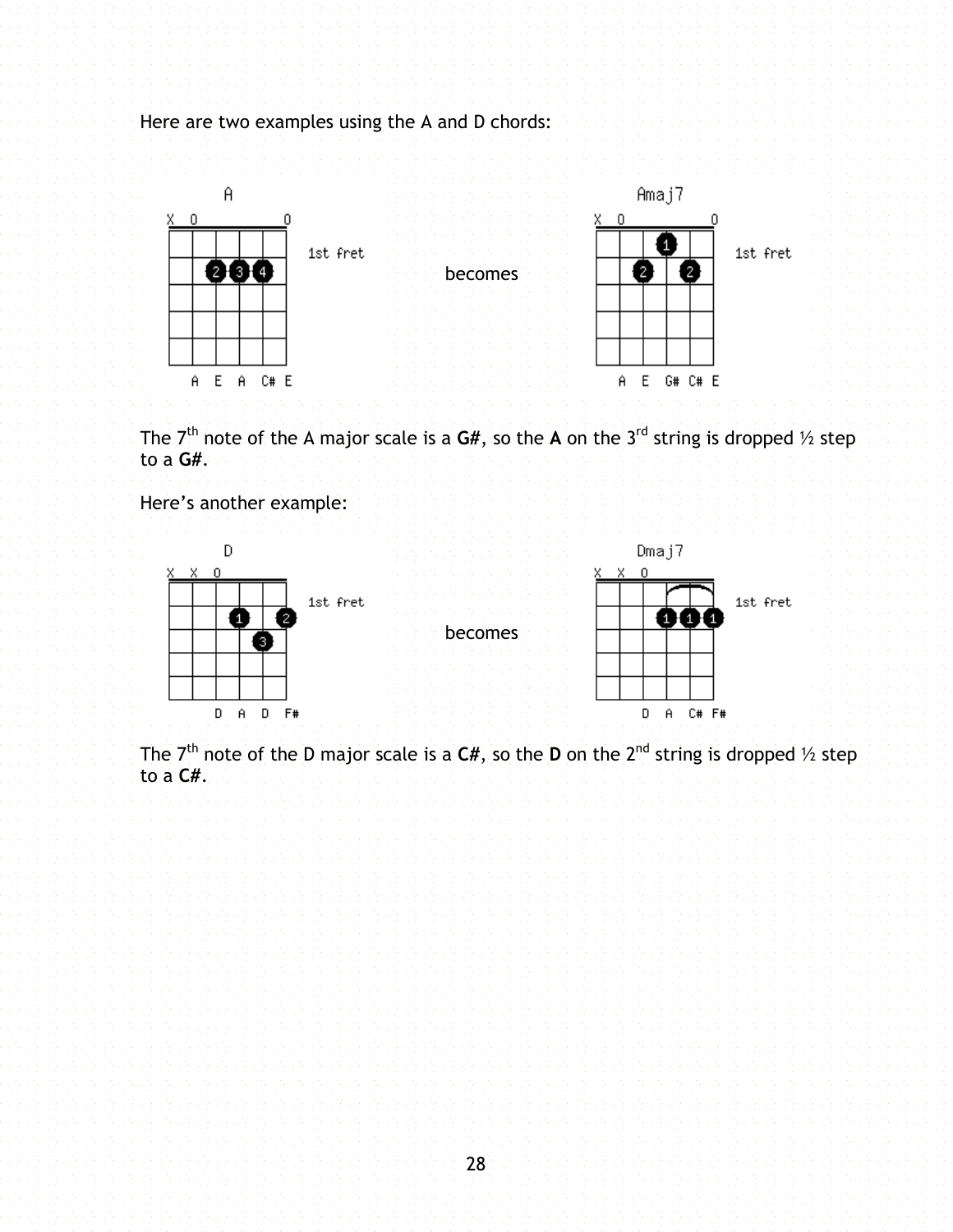Here are two examples using the A and D chords:

A becomes Amaj7

The 7th note of the A major scale is a **G#**, so the **A** on the 3rd string is dropped ½ step to a **G#**.

Here's another example:

D becomes Dmaj7

The 7th note of the D major scale is a **C#**, so the **D** on the 2nd string is dropped ½ step to a **C#**.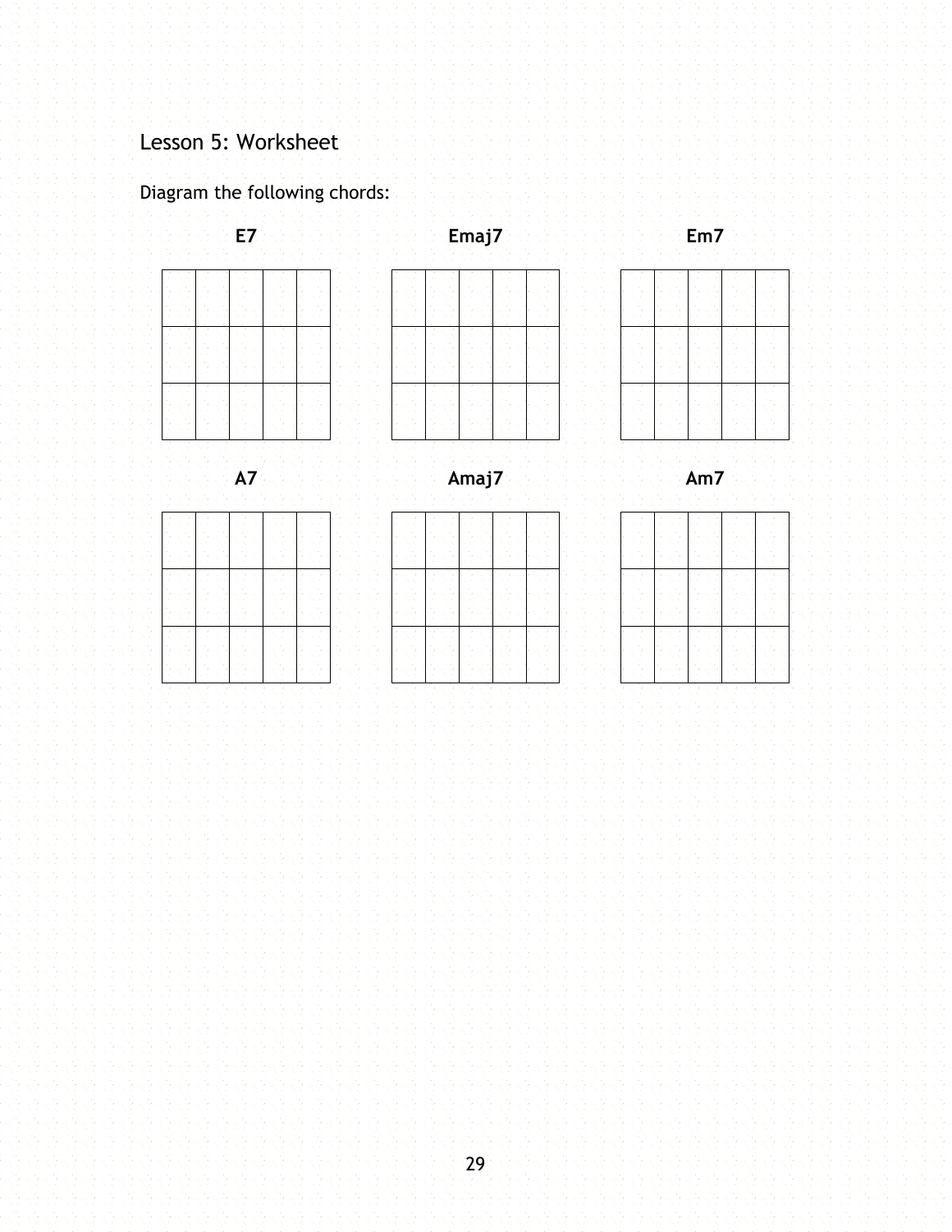# Lesson 5: Worksheet

Diagram the following chords:

**E7**

**Emaj7**

**Em7**

**A7**

**Amaj7**

**Am7**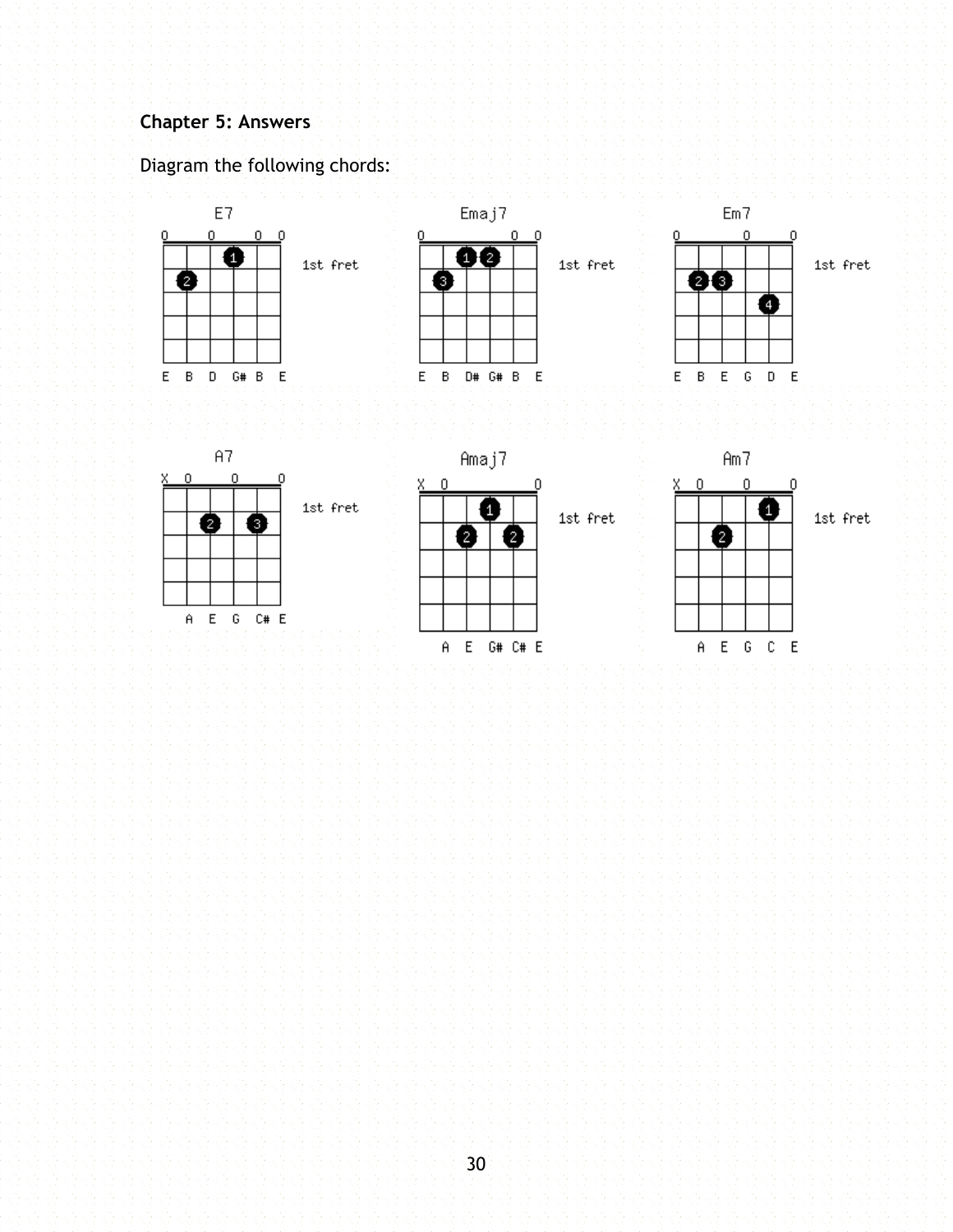## Chapter 5: Answers

Diagram the following chords:

E7 — 1st fret — E B D G# B E

Emaj7 — 1st fret — E B D# G# B E

Em7 — 1st fret — E B E G D E

A7 — 1st fret — A E G C# E

Amaj7 — 1st fret — A E G# C# E

Am7 — 1st fret — A E G C E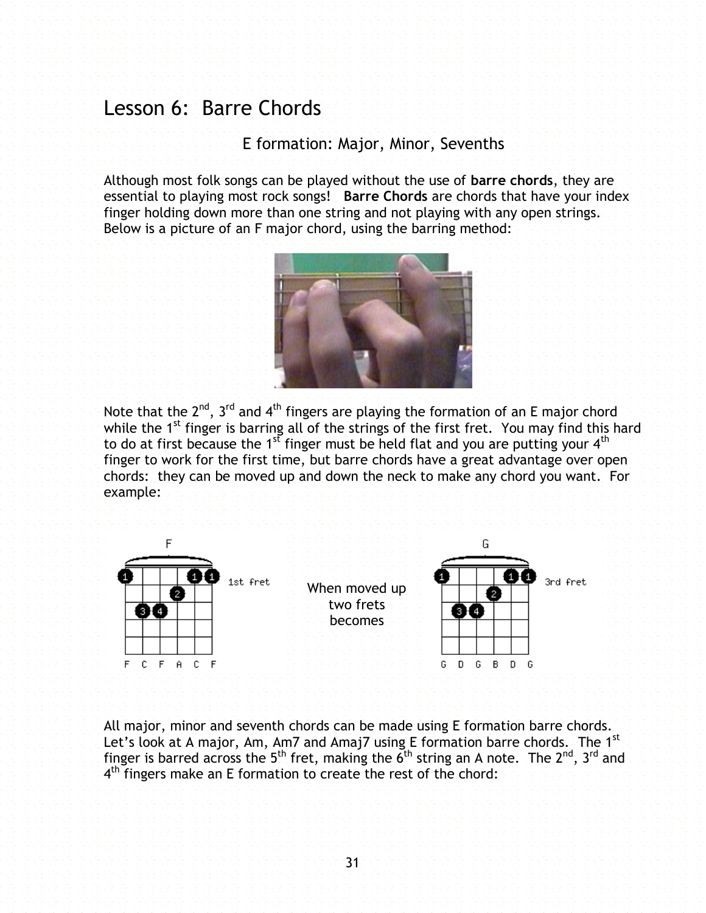# Lesson 6: Barre Chords

## E formation: Major, Minor, Sevenths

Although most folk songs can be played without the use of **barre chords**, they are essential to playing most rock songs! **Barre Chords** are chords that have your index finger holding down more than one string and not playing with any open strings. Below is a picture of an F major chord, using the barring method:

Note that the 2nd, 3rd and 4th fingers are playing the formation of an E major chord while the 1st finger is barring all of the strings of the first fret. You may find this hard to do at first because the 1st finger must be held flat and you are putting your 4th finger to work for the first time, but barre chords have a great advantage over open chords: they can be moved up and down the neck to make any chord you want. For example:

F — 1st fret — F C F A C F

When moved up two frets becomes

G — 3rd fret — G D G B D G

All major, minor and seventh chords can be made using E formation barre chords. Let's look at A major, Am, Am7 and Amaj7 using E formation barre chords. The 1st finger is barred across the 5th fret, making the 6th string an A note. The 2nd, 3rd and 4th fingers make an E formation to create the rest of the chord: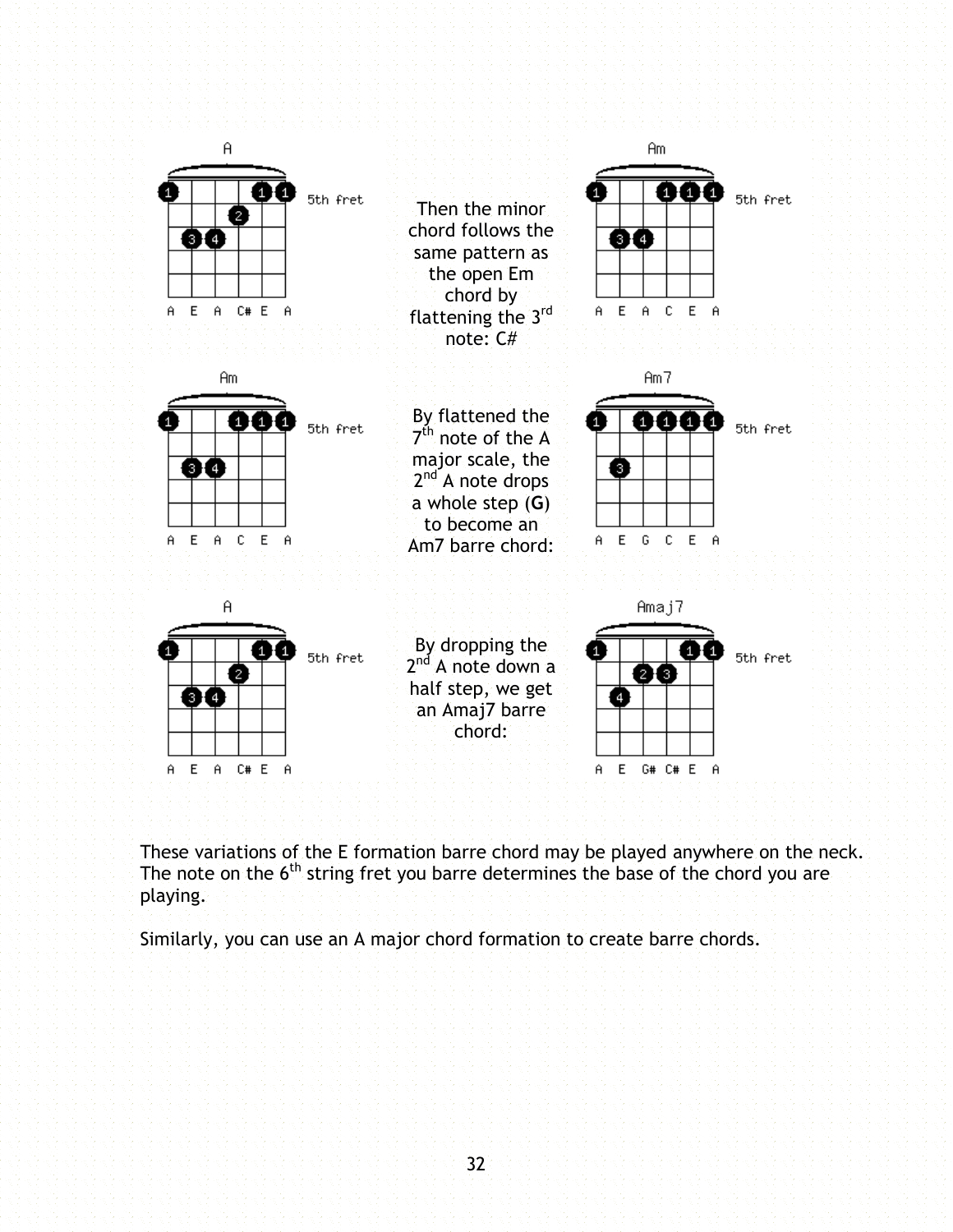A

5th fret

A E A C# E A

Then the minor chord follows the same pattern as the open Em chord by flattening the 3rd note: C#

Am

5th fret

A E A C E A

Am

5th fret

A E A C E A

By flattened the 7th note of the A major scale, the 2nd A note drops a whole step (**G**) to become an Am7 barre chord:

Am7

5th fret

A E G C E A

A

5th fret

A E A C# E A

By dropping the 2nd A note down a half step, we get an Amaj7 barre chord:

Amaj7

5th fret

A E G# C# E A

These variations of the E formation barre chord may be played anywhere on the neck. The note on the 6th string fret you barre determines the base of the chord you are playing.

Similarly, you can use an A major chord formation to create barre chords.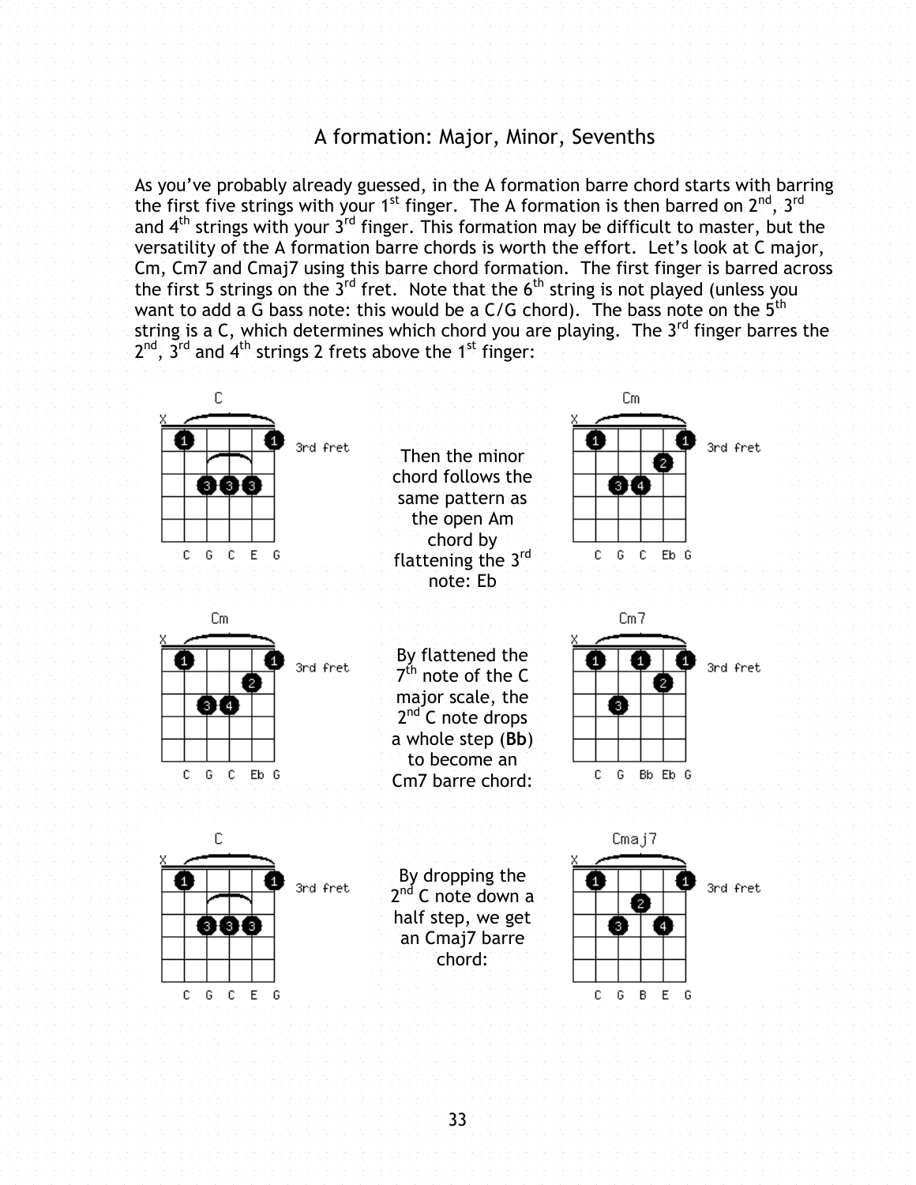## A formation: Major, Minor, Sevenths

As you've probably already guessed, in the A formation barre chord starts with barring the first five strings with your 1st finger. The A formation is then barred on 2nd, 3rd and 4th strings with your 3rd finger. This formation may be difficult to master, but the versatility of the A formation barre chords is worth the effort. Let's look at C major, Cm, Cm7 and Cmaj7 using this barre chord formation. The first finger is barred across the first 5 strings on the 3rd fret. Note that the 6th string is not played (unless you want to add a G bass note: this would be a C/G chord). The bass note on the 5th string is a C, which determines which chord you are playing. The 3rd finger barres the 2nd, 3rd and 4th strings 2 frets above the 1st finger:

C (3rd fret): C G C E G

Then the minor chord follows the same pattern as the open Am chord by flattening the 3rd note: Eb

Cm (3rd fret): C G C Eb G

Cm (3rd fret): C G C Eb G

By flattened the 7th note of the C major scale, the 2nd C note drops a whole step (**Bb**) to become an Cm7 barre chord:

Cm7 (3rd fret): C G Bb Eb G

C (3rd fret): C G C E G

By dropping the 2nd C note down a half step, we get an Cmaj7 barre chord:

Cmaj7 (3rd fret): C G B E G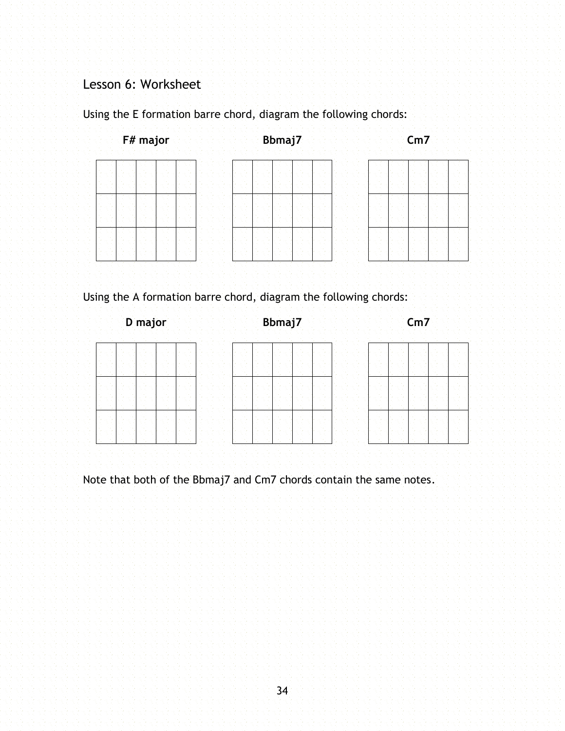## Lesson 6: Worksheet

Using the E formation barre chord, diagram the following chords:

**F# major** **Bbmaj7** **Cm7**

Using the A formation barre chord, diagram the following chords:

**D major** **Bbmaj7** **Cm7**

Note that both of the Bbmaj7 and Cm7 chords contain the same notes.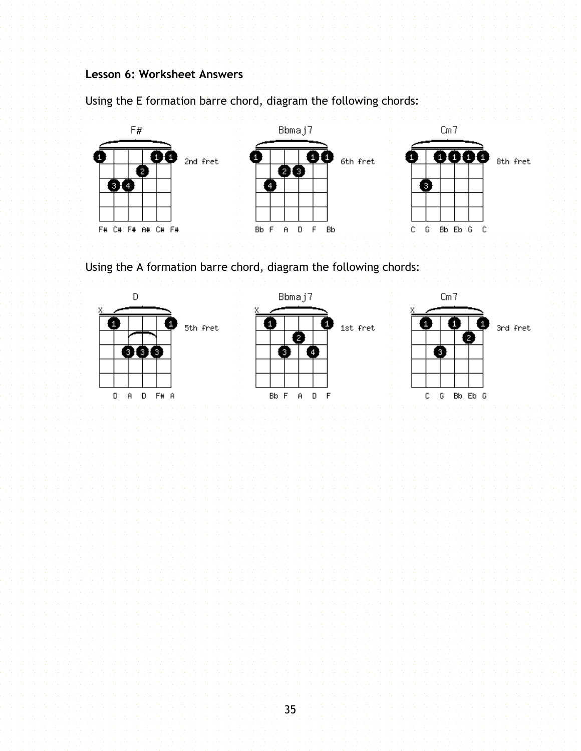**Lesson 6: Worksheet Answers**

Using the E formation barre chord, diagram the following chords:

F# — 2nd fret
F# C# F# A# C# F#

Bbmaj7 — 6th fret
Bb F A D F Bb

Cm7 — 8th fret
C G Bb Eb G C

Using the A formation barre chord, diagram the following chords:

D — 5th fret
D A D F# A

Bbmaj7 — 1st fret
Bb F A D F

Cm7 — 3rd fret
C G Bb Eb G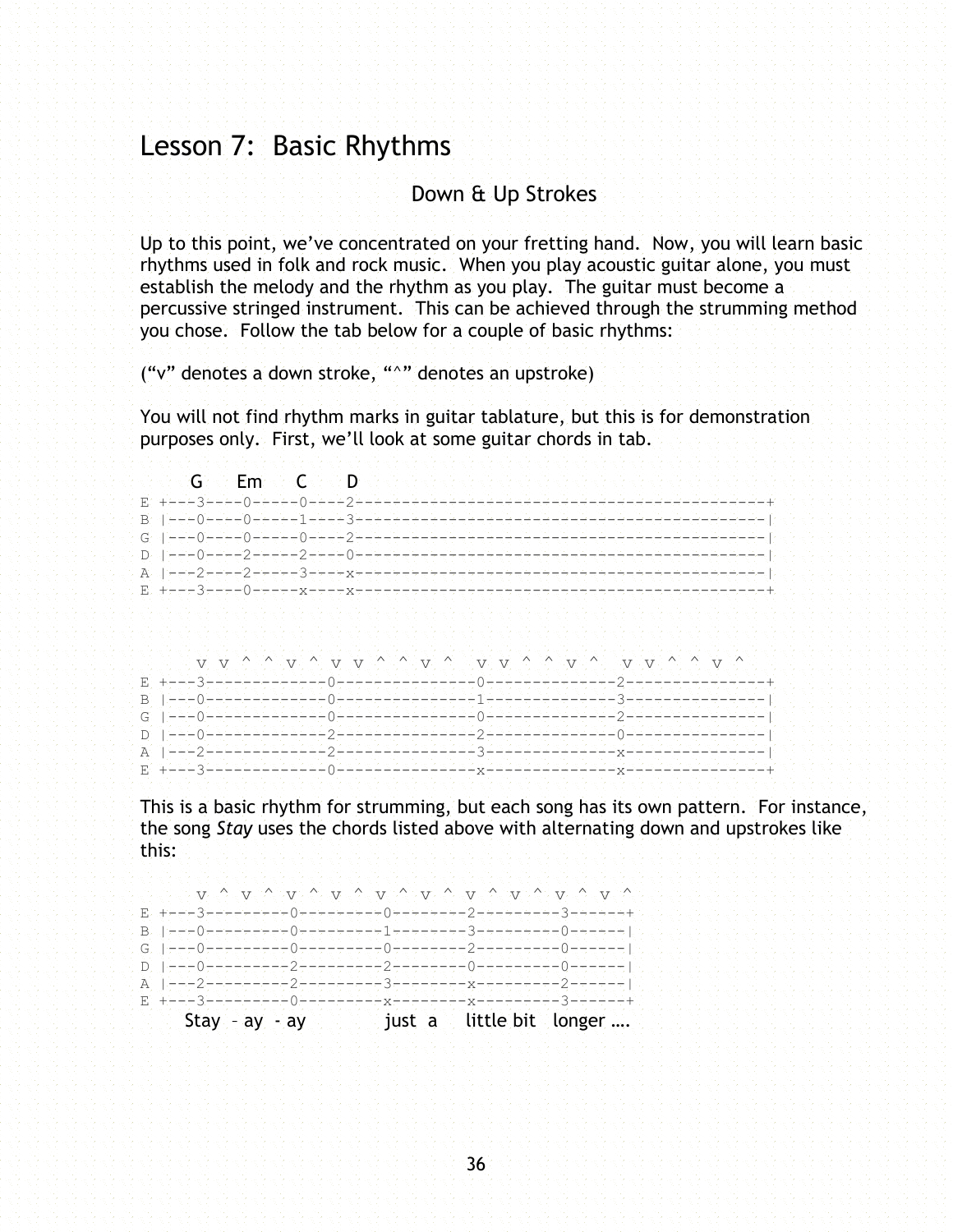# Lesson 7: Basic Rhythms

## Down & Up Strokes

Up to this point, we've concentrated on your fretting hand. Now, you will learn basic rhythms used in folk and rock music. When you play acoustic guitar alone, you must establish the melody and the rhythm as you play. The guitar must become a percussive stringed instrument. This can be achieved through the strumming method you chose. Follow the tab below for a couple of basic rhythms:

("v" denotes a down stroke, "^" denotes an upstroke)

You will not find rhythm marks in guitar tablature, but this is for demonstration purposes only. First, we'll look at some guitar chords in tab.

```
      G    Em    C    D
E +---3----0-----0----2-------------------------------------------+
B |---0----0-----1----3-------------------------------------------|
G |---0----0-----0----2-------------------------------------------|
D |---0----2-----2----0-------------------------------------------|
A |---2----2-----3----x-------------------------------------------|
E +---3----0-----x----x-------------------------------------------+
```

```
     v v ^ ^ v ^ v v ^ ^ v ^  v v ^ ^ v ^  v v ^ ^ v ^
E +---3-------------0---------------0--------------2---------------+
B |---0-------------0---------------1--------------3---------------|
G |---0-------------0---------------0--------------2---------------|
D |---0-------------2---------------2--------------0---------------|
A |---2-------------2---------------3--------------x---------------|
E +---3-------------0---------------x--------------x---------------+
```

This is a basic rhythm for strumming, but each song has its own pattern. For instance, the song *Stay* uses the chords listed above with alternating down and upstrokes like this:

```
     v ^ v ^ v ^ v ^ v ^ v ^ v ^ v ^ v ^ v ^
E +---3---------0---------0--------2---------3------+
B |---0---------0---------1--------3---------0------|
G |---0---------0---------0--------2---------0------|
D |---0---------2---------2--------0---------0------|
A |---2---------2---------3--------x---------2------|
E +---3---------0---------x--------x---------3------+
    Stay – ay - ay        just  a    little bit  longer ….
```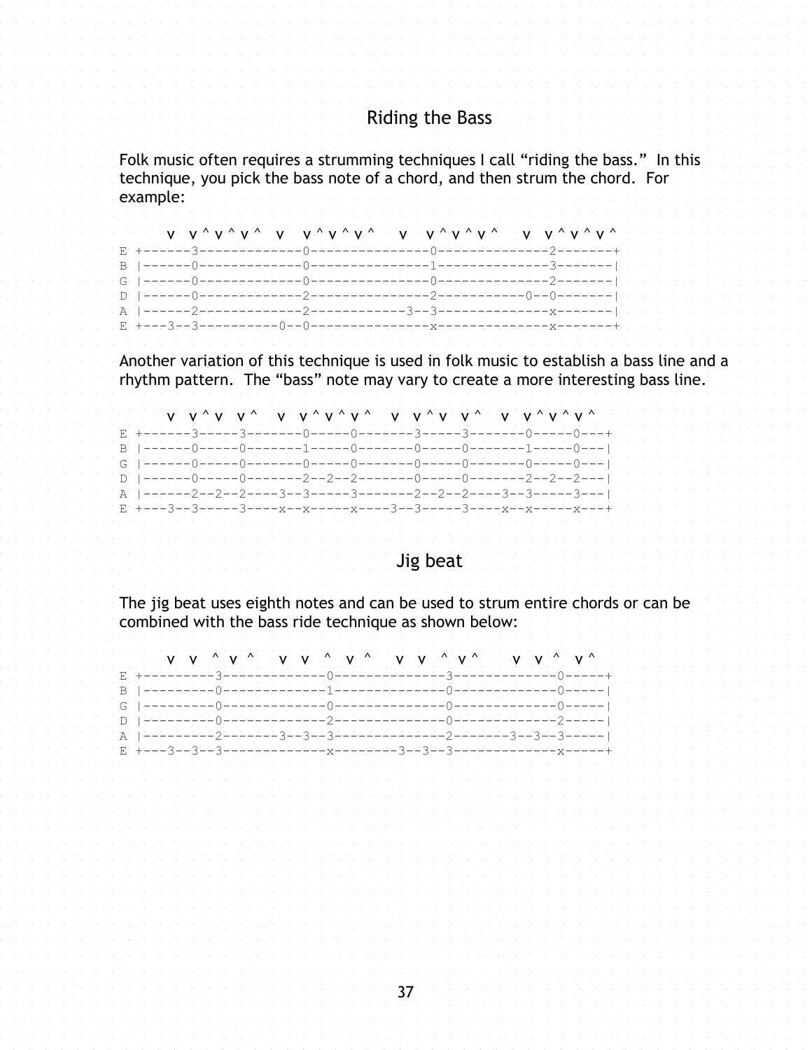## Riding the Bass

Folk music often requires a strumming techniques I call "riding the bass." In this technique, you pick the bass note of a chord, and then strum the chord. For example:

```
     v  v ^ v ^ v ^  v   v ^ v ^ v ^   v   v ^ v ^ v ^   v  v ^ v ^ v ^
E +------3-------------0---------------0--------------2-------+
B |------0-------------0---------------1--------------3-------|
G |------0-------------0---------------0--------------2-------|
D |------0-------------2---------------2-----------0--0-------|
A |------2-------------2------------3--3--------------x-------|
E +---3--3----------0--0---------------x--------------x-------+
```

Another variation of this technique is used in folk music to establish a bass line and a rhythm pattern. The "bass" note may vary to create a more interesting bass line.

```
     v  v ^ v  v ^   v  v ^ v ^ v ^   v  v ^ v  v ^   v  v ^ v ^ v ^
E +------3-----3-------0-----0-------3-----3-------0-----0---+
B |------0-----0-------1-----0-------0-----0-------1-----0---|
G |------0-----0-------0-----0-------0-----0-------0-----0---|
D |------0-----0-------2--2--2-------0-----0-------2--2--2---|
A |------2--2--2----3--3-----3-------2--2--2----3--3-----3---|
E +---3--3-----3----x--x-----x----3--3-----3----x--x-----x---+
```

## Jig beat

The jig beat uses eighth notes and can be used to strum entire chords or can be combined with the bass ride technique as shown below:

```
     v  v  ^ v ^   v  v  ^  v ^   v  v  ^ v ^    v  v  ^  v ^
E +---------3-------------0--------------3-------------0-----+
B |---------0-------------1--------------0-------------0-----|
G |---------0-------------0--------------0-------------0-----|
D |---------0-------------2--------------0-------------2-----|
A |---------2-------3--3--3--------------2-------3--3--3-----|
E +---3--3--3-------------x--------3--3--3-------------x-----+
```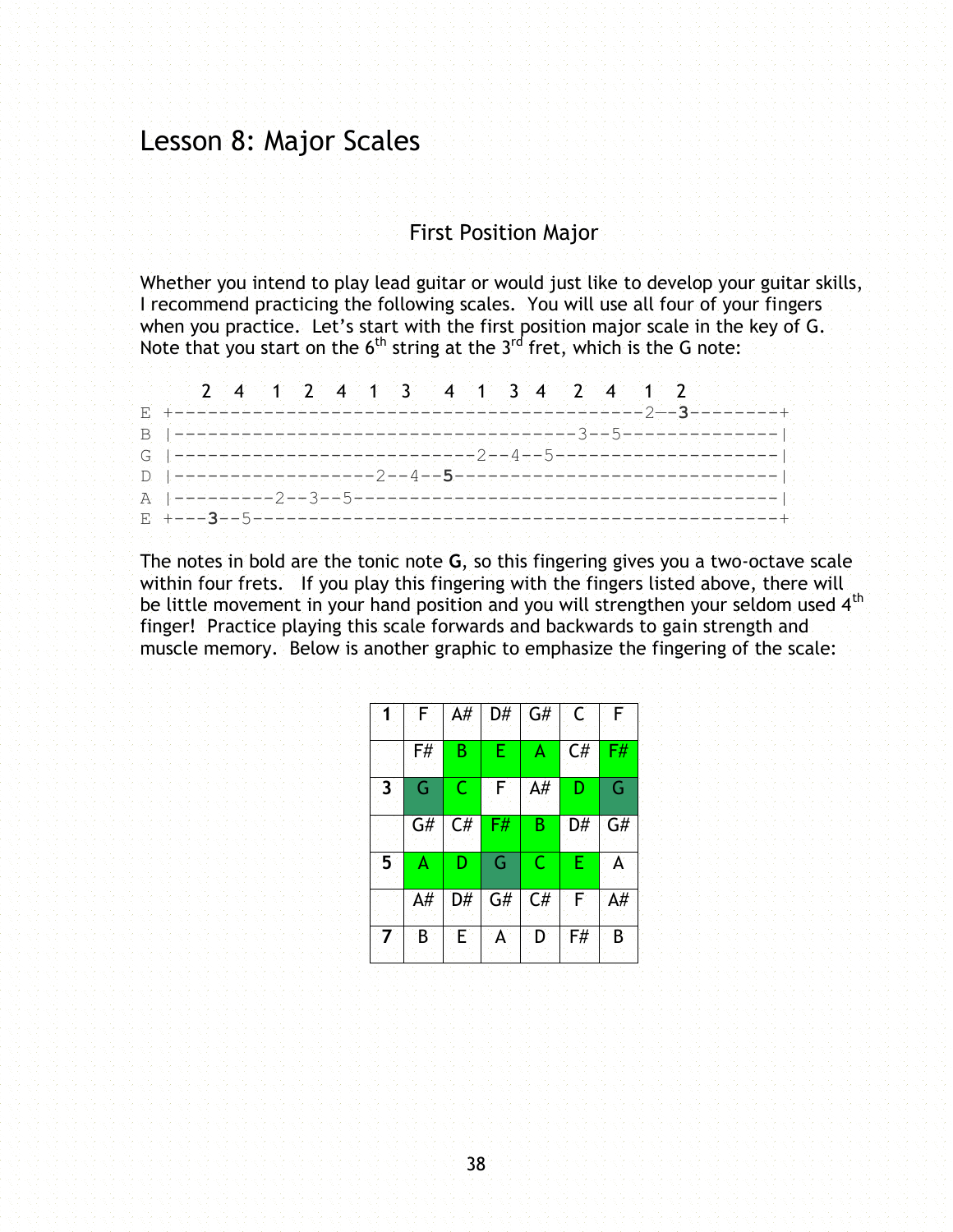# Lesson 8: Major Scales

## First Position Major

Whether you intend to play lead guitar or would just like to develop your guitar skills, I recommend practicing the following scales. You will use all four of your fingers when you practice. Let's start with the first position major scale in the key of G. Note that you start on the 6th string at the 3rd fret, which is the G note:

```
      2  4   1  2  4  1  3   4  1  3 4  2  4  1  2
E +--------------------------------------2--3--------+
B |-----------------------------------3--5-------------|
G |--------------------------2--4--5--------------------|
D |-----------------2--4--5-----------------------------|
A |--------2--3--5--------------------------------------|
E +---3--5----------------------------------------------+
```

The notes in bold are the tonic note **G**, so this fingering gives you a two-octave scale within four frets. If you play this fingering with the fingers listed above, there will be little movement in your hand position and you will strengthen your seldom used 4th finger! Practice playing this scale forwards and backwards to gain strength and muscle memory. Below is another graphic to emphasize the fingering of the scale:

| | | | | | | |
|---|---|---|---|---|---|---|
| **1** | F | A# | D# | G# | C | F |
| | F# | B | E | A | C# | F# |
| **3** | G | C | F | A# | D | G |
| | G# | C# | F# | B | D# | G# |
| **5** | A | D | G | C | E | A |
| | A# | D# | G# | C# | F | A# |
| **7** | B | E | A | D | F# | B |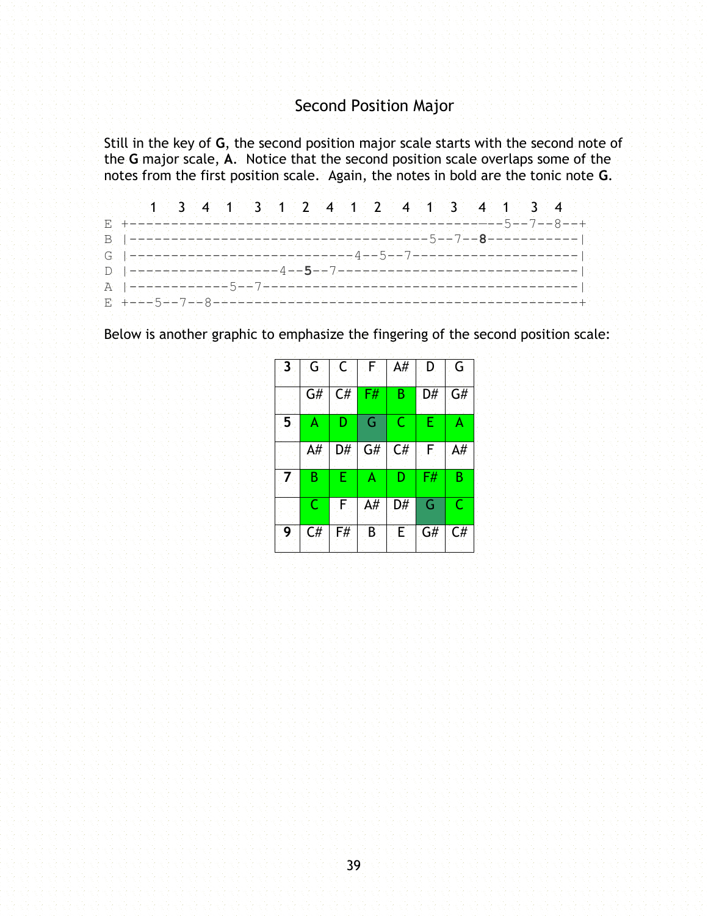## Second Position Major

Still in the key of **G**, the second position major scale starts with the second note of the **G** major scale, **A**. Notice that the second position scale overlaps some of the notes from the first position scale. Again, the notes in bold are the tonic note **G**.

```
     1  3  4  1   3  1  2  4  1  2   4  1  3   4  1   3  4
E +--------------------------------------------5--7--8--+
B |------------------------------------5--7--8----------|
G |---------------------------4--5--7-------------------|
D |------------------4--5--7----------------------------|
A |------------5--7--------------------------------------|
E +---5--7--8-------------------------------------------+
```

Below is another graphic to emphasize the fingering of the second position scale:

| 3 | G | C | F | A# | D | G |
|---|---|---|---|---|---|---|
| | G# | C# | F# | B | D# | G# |
| 5 | A | D | G | C | E | A |
| | A# | D# | G# | C# | F | A# |
| 7 | B | E | A | D | F# | B |
| | C | F | A# | D# | G | C |
| 9 | C# | F# | B | E | G# | C# |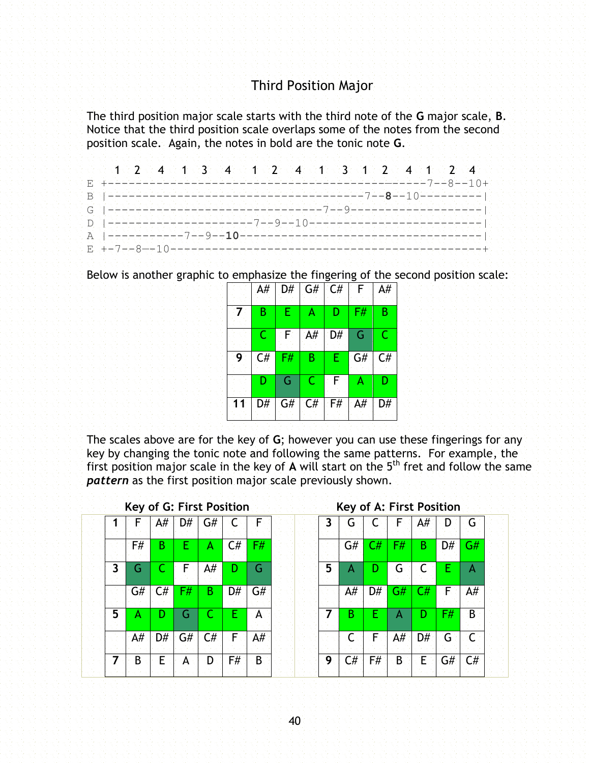## Third Position Major

The third position major scale starts with the third note of the **G** major scale, **B**. Notice that the third position scale overlaps some of the notes from the second position scale. Again, the notes in bold are the tonic note **G**.

```
    1  2   4   1  3   4   1  2   4   1   3  1  2   4  1   2  4
E +-------------------------------------------------7--8--10+
B |-----------------------------------7--8--10---------|
G |-----------------------------7--9-------------------|
D |-------------------7--9--10-------------------------|
A |----------7--9--10----------------------------------|
E +-7--8--10-------------------------------------------+
```

Below is another graphic to emphasize the fingering of the second position scale:

| | A# | D# | G# | C# | F | A# |
|---|---|---|---|---|---|---|
| **7** | B | E | A | D | F# | B |
| | C | F | A# | D# | G | C |
| **9** | C# | F# | B | E | G# | C# |
| | D | G | C | F | A | D |
| **11** | D# | G# | C# | F# | A# | D# |

The scales above are for the key of **G**; however you can use these fingerings for any key by changing the tonic note and following the same patterns. For example, the first position major scale in the key of **A** will start on the 5th fret and follow the same ***pattern*** as the first position major scale previously shown.

**Key of G: First Position**

| **1** | F | A# | D# | G# | C | F |
|---|---|---|---|---|---|---|
| | F# | B | E | A | C# | F# |
| **3** | G | C | F | A# | D | G |
| | G# | C# | F# | B | D# | G# |
| **5** | A | D | G | C | E | A |
| | A# | D# | G# | C# | F | A# |
| **7** | B | E | A | D | F# | B |

**Key of A: First Position**

| **3** | G | C | F | A# | D | G |
|---|---|---|---|---|---|---|
| | G# | C# | F# | B | D# | G# |
| **5** | A | D | G | C | E | A |
| | A# | D# | G# | C# | F | A# |
| **7** | B | E | A | D | F# | B |
| | C | F | A# | D# | G | C |
| **9** | C# | F# | B | E | G# | C# |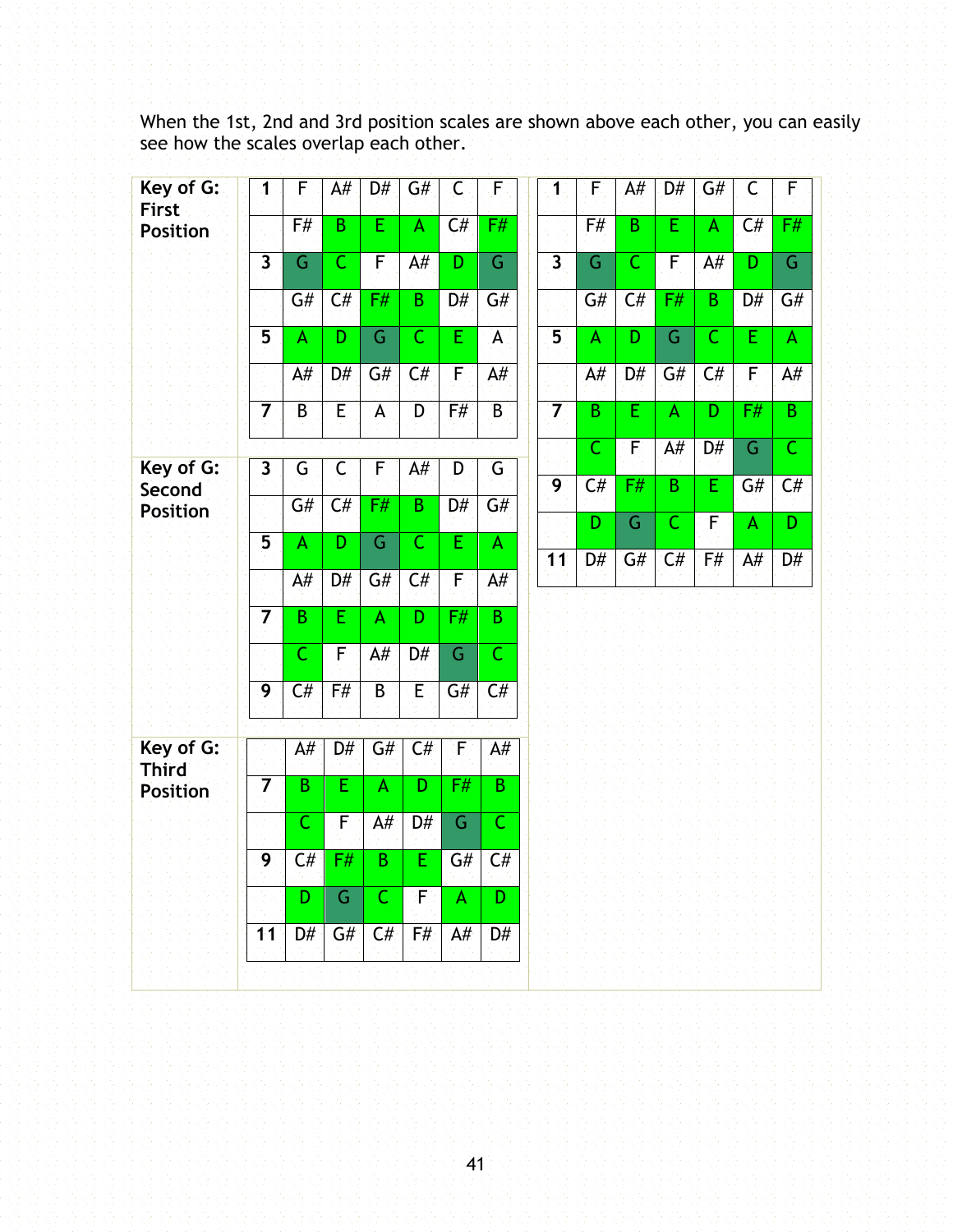When the 1st, 2nd and 3rd position scales are shown above each other, you can easily see how the scales overlap each other.

**Key of G: First Position**

| 1 | F | A# | D# | G# | C | F |
|---|---|---|---|---|---|---|
| | F# | B | E | A | C# | F# |
| 3 | G | C | F | A# | D | G |
| | G# | C# | F# | B | D# | G# |
| 5 | A | D | G | C | E | A |
| | A# | D# | G# | C# | F | A# |
| 7 | B | E | A | D | F# | B |

**Key of G: Second Position**

| 3 | G | C | F | A# | D | G |
|---|---|---|---|---|---|---|
| | G# | C# | F# | B | D# | G# |
| 5 | A | D | G | C | E | A |
| | A# | D# | G# | C# | F | A# |
| 7 | B | E | A | D | F# | B |
| | C | F | A# | D# | G | C |
| 9 | C# | F# | B | E | G# | C# |

**Key of G: Third Position**

| | A# | D# | G# | C# | F | A# |
|---|---|---|---|---|---|---|
| 7 | B | E | A | D | F# | B |
| | C | F | A# | D# | G | C |
| 9 | C# | F# | B | E | G# | C# |
| | D | G | C | F | A | D |
| 11 | D# | G# | C# | F# | A# | D# |

| 1 | F | A# | D# | G# | C | F |
|---|---|---|---|---|---|---|
| | F# | B | E | A | C# | F# |
| 3 | G | C | F | A# | D | G |
| | G# | C# | F# | B | D# | G# |
| 5 | A | D | G | C | E | A |
| | A# | D# | G# | C# | F | A# |
| 7 | B | E | A | D | F# | B |
| | C | F | A# | D# | G | C |
| 9 | C# | F# | B | E | G# | C# |
| | D | G | C | F | A | D |
| 11 | D# | G# | C# | F# | A# | D# |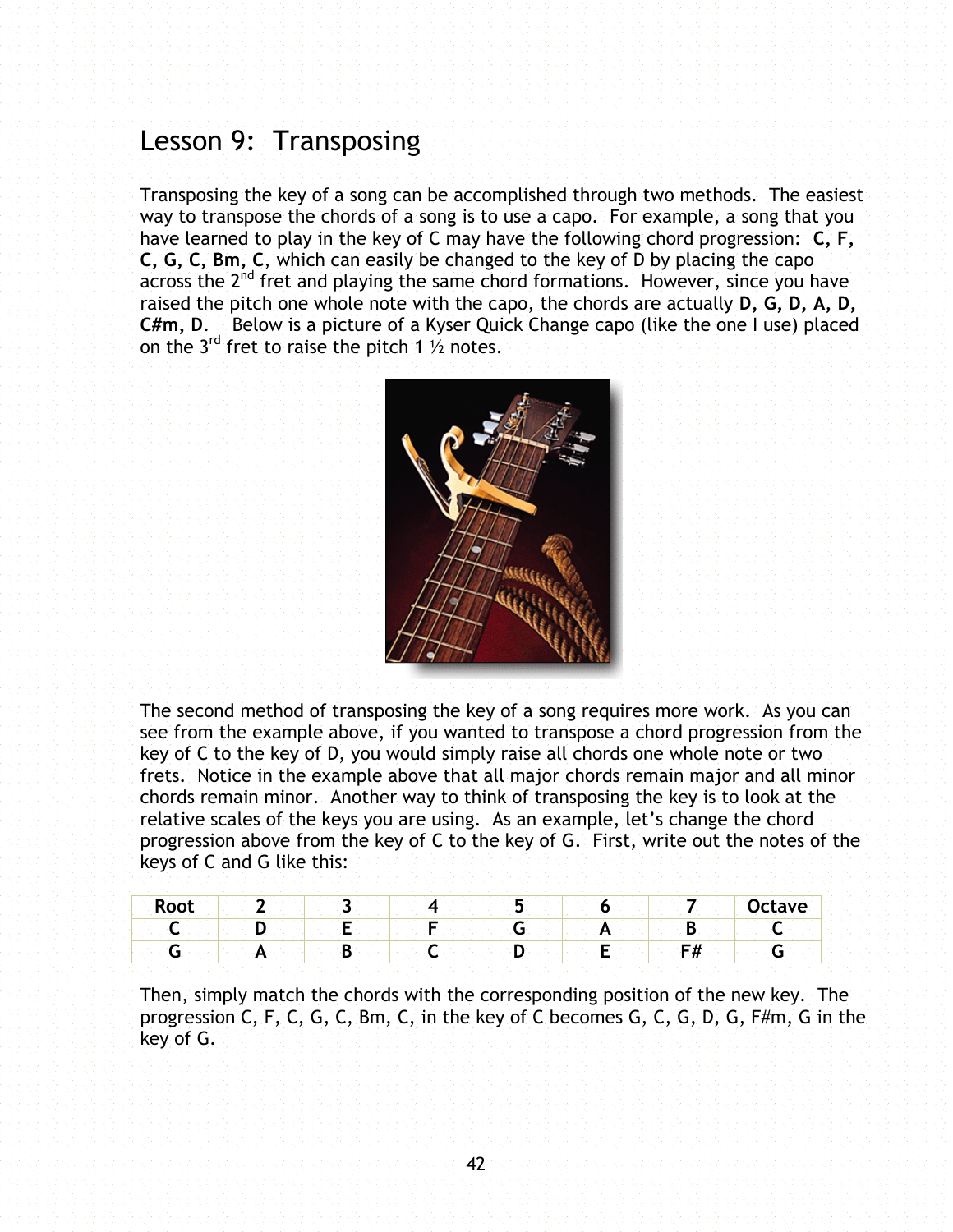# Lesson 9: Transposing

Transposing the key of a song can be accomplished through two methods. The easiest way to transpose the chords of a song is to use a capo. For example, a song that you have learned to play in the key of C may have the following chord progression: **C, F, C, G, C, Bm, C**, which can easily be changed to the key of D by placing the capo across the 2nd fret and playing the same chord formations. However, since you have raised the pitch one whole note with the capo, the chords are actually **D, G, D, A, D, C#m, D**. Below is a picture of a Kyser Quick Change capo (like the one I use) placed on the 3rd fret to raise the pitch 1 ½ notes.

The second method of transposing the key of a song requires more work. As you can see from the example above, if you wanted to transpose a chord progression from the key of C to the key of D, you would simply raise all chords one whole note or two frets. Notice in the example above that all major chords remain major and all minor chords remain minor. Another way to think of transposing the key is to look at the relative scales of the keys you are using. As an example, let's change the chord progression above from the key of C to the key of G. First, write out the notes of the keys of C and G like this:

| Root | 2 | 3 | 4 | 5 | 6 | 7 | Octave |
|---|---|---|---|---|---|---|---|
| C | D | E | F | G | A | B | C |
| G | A | B | C | D | E | F# | G |

Then, simply match the chords with the corresponding position of the new key. The progression C, F, C, G, C, Bm, C, in the key of C becomes G, C, G, D, G, F#m, G in the key of G.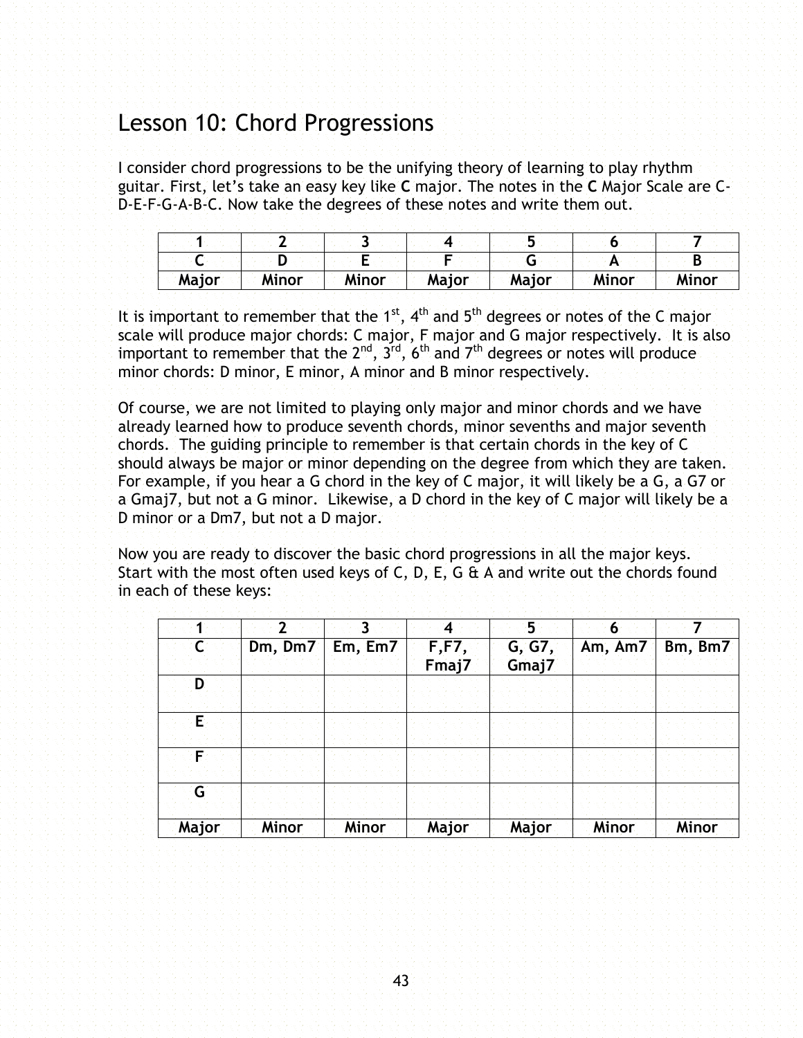# Lesson 10: Chord Progressions

I consider chord progressions to be the unifying theory of learning to play rhythm guitar. First, let's take an easy key like **C** major. The notes in the **C** Major Scale are C-D-E-F-G-A-B-C. Now take the degrees of these notes and write them out.

| 1 | 2 | 3 | 4 | 5 | 6 | 7 |
|---|---|---|---|---|---|---|
| C | D | E | F | G | A | B |
| Major | Minor | Minor | Major | Major | Minor | Minor |

It is important to remember that the 1st, 4th and 5th degrees or notes of the C major scale will produce major chords: C major, F major and G major respectively. It is also important to remember that the 2nd, 3rd, 6th and 7th degrees or notes will produce minor chords: D minor, E minor, A minor and B minor respectively.

Of course, we are not limited to playing only major and minor chords and we have already learned how to produce seventh chords, minor sevenths and major seventh chords. The guiding principle to remember is that certain chords in the key of C should always be major or minor depending on the degree from which they are taken. For example, if you hear a G chord in the key of C major, it will likely be a G, a G7 or a Gmaj7, but not a G minor. Likewise, a D chord in the key of C major will likely be a D minor or a Dm7, but not a D major.

Now you are ready to discover the basic chord progressions in all the major keys. Start with the most often used keys of C, D, E, G & A and write out the chords found in each of these keys:

| 1 | 2 | 3 | 4 | 5 | 6 | 7 |
|---|---|---|---|---|---|---|
| C | Dm, Dm7 | Em, Em7 | F,F7, Fmaj7 | G, G7, Gmaj7 | Am, Am7 | Bm, Bm7 |
| D | | | | | | |
| E | | | | | | |
| F | | | | | | |
| G | | | | | | |
| Major | Minor | Minor | Major | Major | Minor | Minor |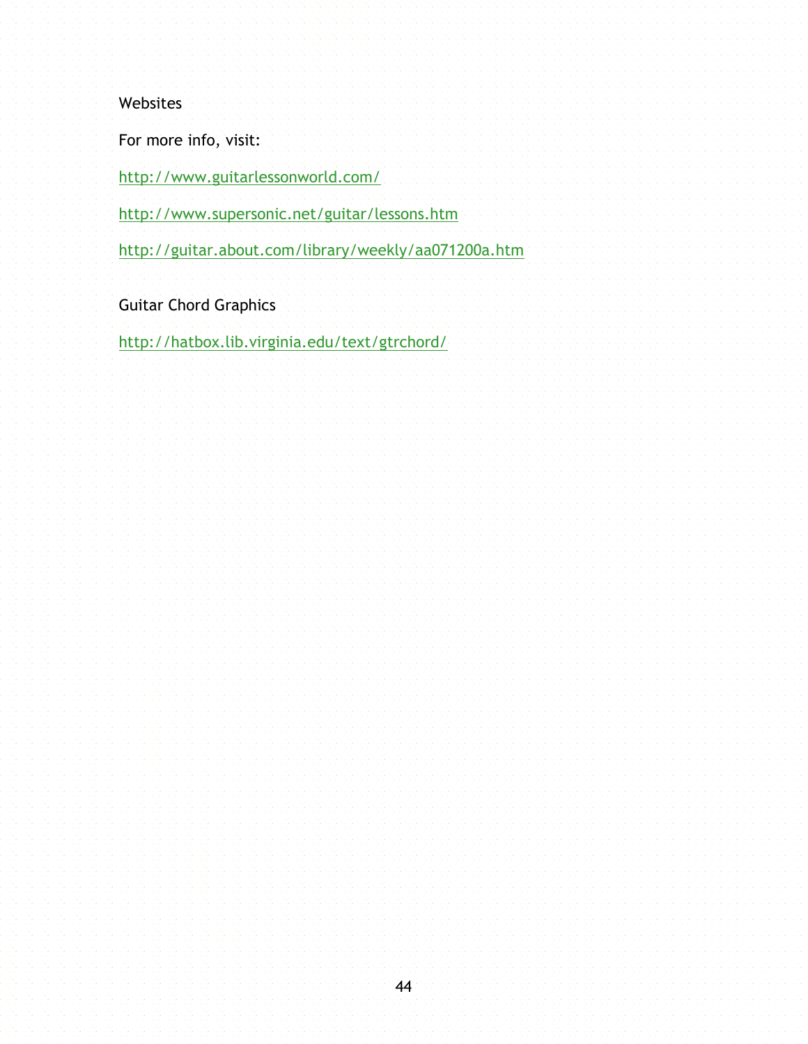## Websites

For more info, visit:

http://www.guitarlessonworld.com/

http://www.supersonic.net/guitar/lessons.htm

http://guitar.about.com/library/weekly/aa071200a.htm

## Guitar Chord Graphics

http://hatbox.lib.virginia.edu/text/gtrchord/